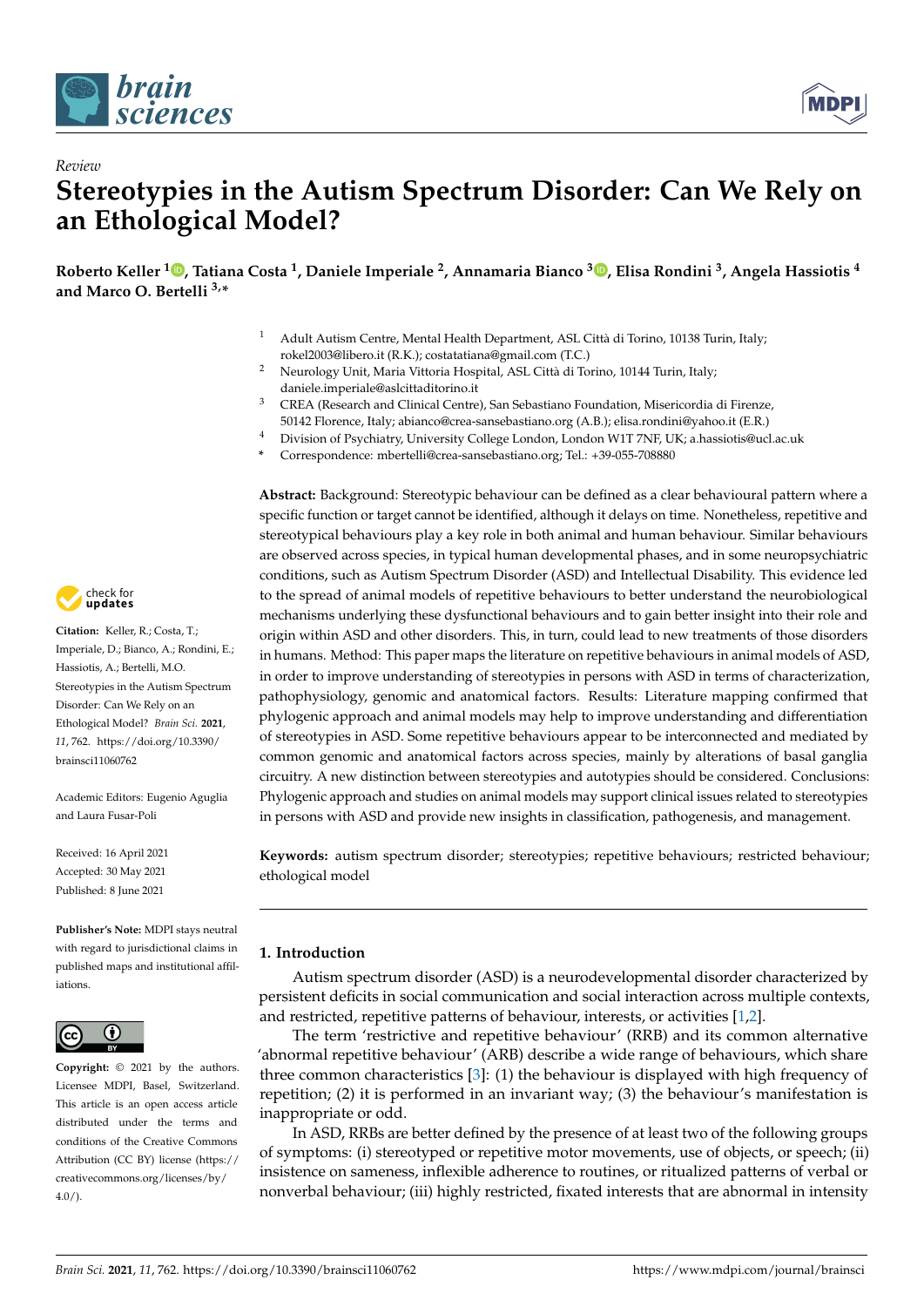*Review*

# Stereotypies in the Autism Spectrum Disorder: Can We Rely on an Ethological Model?

**Roberto Keller [1], Tatiana Costa [1], Daniele Imperiale [2], Annamaria Bianco [3], Elisa Rondini [3], Angela Hassiotis [4] and Marco O. Bertelli [3,*]**

[1] Adult Autism Centre, Mental Health Department, ASL Città di Torino, 10138 Turin, Italy; rokel2003@libero.it (R.K.); costatatiana@gmail.com (T.C.)

[2] Neurology Unit, Maria Vittoria Hospital, ASL Città di Torino, 10144 Turin, Italy; daniele.imperiale@aslcittaditorino.it

[3] CREA (Research and Clinical Centre), San Sebastiano Foundation, Misericordia di Firenze, 50142 Florence, Italy; abianco@crea-sansebastiano.org (A.B.); elisa.rondini@yahoo.it (E.R.)

[4] Division of Psychiatry, University College London, London W1T 7NF, UK; a.hassiotis@ucl.ac.uk

\* Correspondence: mbertelli@crea-sansebastiano.org; Tel.: +39-055-708880

**Citation:** Keller, R.; Costa, T.; Imperiale, D.; Bianco, A.; Rondini, E.; Hassiotis, A.; Bertelli, M.O. Stereotypies in the Autism Spectrum Disorder: Can We Rely on an Ethological Model? *Brain Sci.* **2021**, *11*, 762. https://doi.org/10.3390/brainsci11060762

Academic Editors: Eugenio Aguglia and Laura Fusar-Poli

Received: 16 April 2021
Accepted: 30 May 2021
Published: 8 June 2021

**Publisher's Note:** MDPI stays neutral with regard to jurisdictional claims in published maps and institutional affiliations.

**Copyright:** © 2021 by the authors. Licensee MDPI, Basel, Switzerland. This article is an open access article distributed under the terms and conditions of the Creative Commons Attribution (CC BY) license (https://creativecommons.org/licenses/by/4.0/).

**Abstract:** Background: Stereotypic behaviour can be defined as a clear behavioural pattern where a specific function or target cannot be identified, although it delays on time. Nonetheless, repetitive and stereotypical behaviours play a key role in both animal and human behaviour. Similar behaviours are observed across species, in typical human developmental phases, and in some neuropsychiatric conditions, such as Autism Spectrum Disorder (ASD) and Intellectual Disability. This evidence led to the spread of animal models of repetitive behaviours to better understand the neurobiological mechanisms underlying these dysfunctional behaviours and to gain better insight into their role and origin within ASD and other disorders. This, in turn, could lead to new treatments of those disorders in humans. Method: This paper maps the literature on repetitive behaviours in animal models of ASD, in order to improve understanding of stereotypies in persons with ASD in terms of characterization, pathophysiology, genomic and anatomical factors. Results: Literature mapping confirmed that phylogenic approach and animal models may help to improve understanding and differentiation of stereotypies in ASD. Some repetitive behaviours appear to be interconnected and mediated by common genomic and anatomical factors across species, mainly by alterations of basal ganglia circuitry. A new distinction between stereotypies and autotypies should be considered. Conclusions: Phylogenic approach and studies on animal models may support clinical issues related to stereotypies in persons with ASD and provide new insights in classification, pathogenesis, and management.

**Keywords:** autism spectrum disorder; stereotypies; repetitive behaviours; restricted behaviour; ethological model

## 1. Introduction

Autism spectrum disorder (ASD) is a neurodevelopmental disorder characterized by persistent deficits in social communication and social interaction across multiple contexts, and restricted, repetitive patterns of behaviour, interests, or activities [1,2].

The term 'restrictive and repetitive behaviour' (RRB) and its common alternative 'abnormal repetitive behaviour' (ARB) describe a wide range of behaviours, which share three common characteristics [3]: (1) the behaviour is displayed with high frequency of repetition; (2) it is performed in an invariant way; (3) the behaviour's manifestation is inappropriate or odd.

In ASD, RRBs are better defined by the presence of at least two of the following groups of symptoms: (i) stereotyped or repetitive motor movements, use of objects, or speech; (ii) insistence on sameness, inflexible adherence to routines, or ritualized patterns of verbal or nonverbal behaviour; (iii) highly restricted, fixated interests that are abnormal in intensity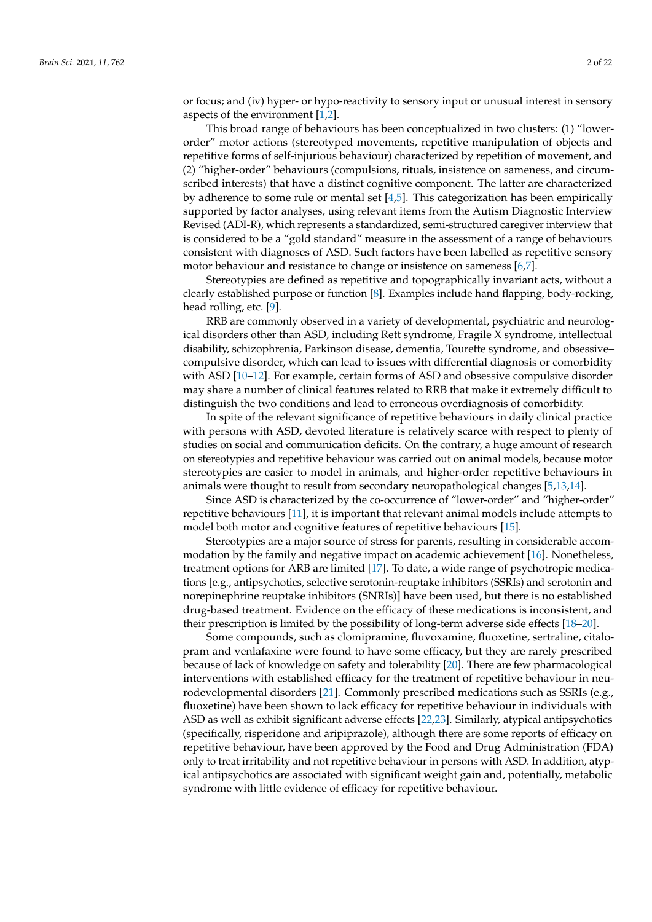or focus; and (iv) hyper- or hypo-reactivity to sensory input or unusual interest in sensory aspects of the environment [1,2].

This broad range of behaviours has been conceptualized in two clusters: (1) "lower-order" motor actions (stereotyped movements, repetitive manipulation of objects and repetitive forms of self-injurious behaviour) characterized by repetition of movement, and (2) "higher-order" behaviours (compulsions, rituals, insistence on sameness, and circumscribed interests) that have a distinct cognitive component. The latter are characterized by adherence to some rule or mental set [4,5]. This categorization has been empirically supported by factor analyses, using relevant items from the Autism Diagnostic Interview Revised (ADI-R), which represents a standardized, semi-structured caregiver interview that is considered to be a "gold standard" measure in the assessment of a range of behaviours consistent with diagnoses of ASD. Such factors have been labelled as repetitive sensory motor behaviour and resistance to change or insistence on sameness [6,7].

Stereotypies are defined as repetitive and topographically invariant acts, without a clearly established purpose or function [8]. Examples include hand flapping, body-rocking, head rolling, etc. [9].

RRB are commonly observed in a variety of developmental, psychiatric and neurological disorders other than ASD, including Rett syndrome, Fragile X syndrome, intellectual disability, schizophrenia, Parkinson disease, dementia, Tourette syndrome, and obsessive–compulsive disorder, which can lead to issues with differential diagnosis or comorbidity with ASD [10–12]. For example, certain forms of ASD and obsessive compulsive disorder may share a number of clinical features related to RRB that make it extremely difficult to distinguish the two conditions and lead to erroneous overdiagnosis of comorbidity.

In spite of the relevant significance of repetitive behaviours in daily clinical practice with persons with ASD, devoted literature is relatively scarce with respect to plenty of studies on social and communication deficits. On the contrary, a huge amount of research on stereotypies and repetitive behaviour was carried out on animal models, because motor stereotypies are easier to model in animals, and higher-order repetitive behaviours in animals were thought to result from secondary neuropathological changes [5,13,14].

Since ASD is characterized by the co-occurrence of "lower-order" and "higher-order" repetitive behaviours [11], it is important that relevant animal models include attempts to model both motor and cognitive features of repetitive behaviours [15].

Stereotypies are a major source of stress for parents, resulting in considerable accommodation by the family and negative impact on academic achievement [16]. Nonetheless, treatment options for ARB are limited [17]. To date, a wide range of psychotropic medications [e.g., antipsychotics, selective serotonin-reuptake inhibitors (SSRIs) and serotonin and norepinephrine reuptake inhibitors (SNRIs)] have been used, but there is no established drug-based treatment. Evidence on the efficacy of these medications is inconsistent, and their prescription is limited by the possibility of long-term adverse side effects [18–20].

Some compounds, such as clomipramine, fluvoxamine, fluoxetine, sertraline, citalopram and venlafaxine were found to have some efficacy, but they are rarely prescribed because of lack of knowledge on safety and tolerability [20]. There are few pharmacological interventions with established efficacy for the treatment of repetitive behaviour in neurodevelopmental disorders [21]. Commonly prescribed medications such as SSRIs (e.g., fluoxetine) have been shown to lack efficacy for repetitive behaviour in individuals with ASD as well as exhibit significant adverse effects [22,23]. Similarly, atypical antipsychotics (specifically, risperidone and aripiprazole), although there are some reports of efficacy on repetitive behaviour, have been approved by the Food and Drug Administration (FDA) only to treat irritability and not repetitive behaviour in persons with ASD. In addition, atypical antipsychotics are associated with significant weight gain and, potentially, metabolic syndrome with little evidence of efficacy for repetitive behaviour.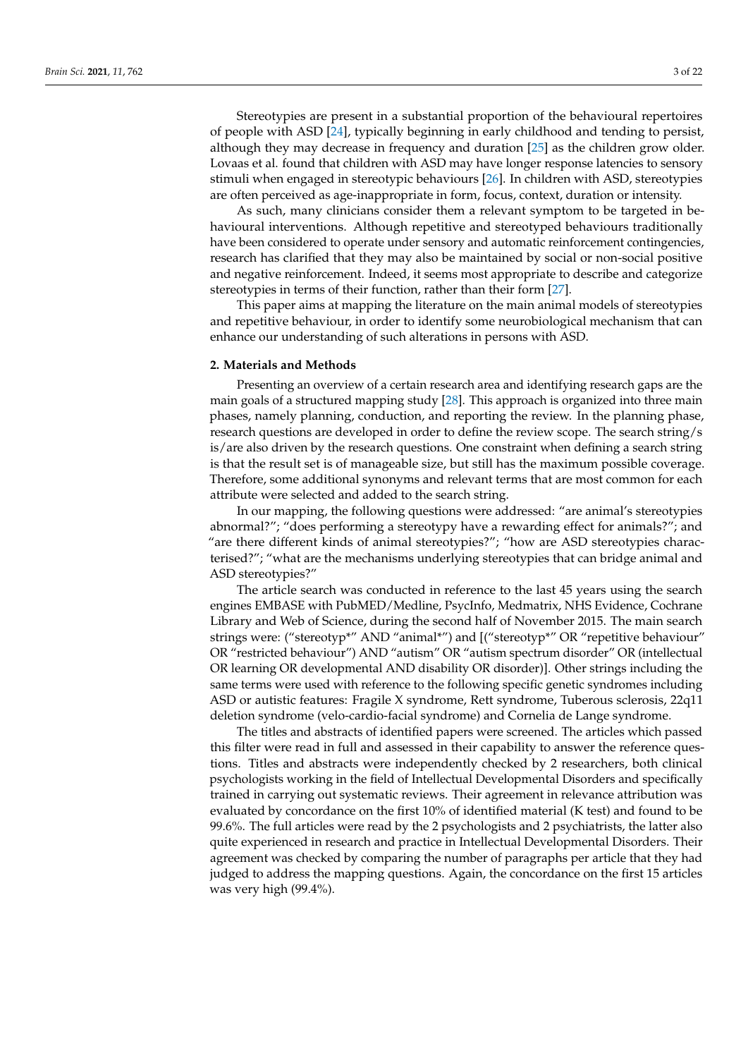Stereotypies are present in a substantial proportion of the behavioural repertoires of people with ASD [24], typically beginning in early childhood and tending to persist, although they may decrease in frequency and duration [25] as the children grow older. Lovaas et al. found that children with ASD may have longer response latencies to sensory stimuli when engaged in stereotypic behaviours [26]. In children with ASD, stereotypies are often perceived as age-inappropriate in form, focus, context, duration or intensity.

As such, many clinicians consider them a relevant symptom to be targeted in behavioural interventions. Although repetitive and stereotyped behaviours traditionally have been considered to operate under sensory and automatic reinforcement contingencies, research has clarified that they may also be maintained by social or non-social positive and negative reinforcement. Indeed, it seems most appropriate to describe and categorize stereotypies in terms of their function, rather than their form [27].

This paper aims at mapping the literature on the main animal models of stereotypies and repetitive behaviour, in order to identify some neurobiological mechanism that can enhance our understanding of such alterations in persons with ASD.

## 2. Materials and Methods

Presenting an overview of a certain research area and identifying research gaps are the main goals of a structured mapping study [28]. This approach is organized into three main phases, namely planning, conduction, and reporting the review. In the planning phase, research questions are developed in order to define the review scope. The search string/s is/are also driven by the research questions. One constraint when defining a search string is that the result set is of manageable size, but still has the maximum possible coverage. Therefore, some additional synonyms and relevant terms that are most common for each attribute were selected and added to the search string.

In our mapping, the following questions were addressed: "are animal's stereotypies abnormal?"; "does performing a stereotypy have a rewarding effect for animals?"; and "are there different kinds of animal stereotypies?"; "how are ASD stereotypies characterised?"; "what are the mechanisms underlying stereotypies that can bridge animal and ASD stereotypies?"

The article search was conducted in reference to the last 45 years using the search engines EMBASE with PubMED/Medline, PsycInfo, Medmatrix, NHS Evidence, Cochrane Library and Web of Science, during the second half of November 2015. The main search strings were: ("stereotyp*" AND "animal*") and [("stereotyp*" OR "repetitive behaviour" OR "restricted behaviour") AND "autism" OR "autism spectrum disorder" OR (intellectual OR learning OR developmental AND disability OR disorder)]. Other strings including the same terms were used with reference to the following specific genetic syndromes including ASD or autistic features: Fragile X syndrome, Rett syndrome, Tuberous sclerosis, 22q11 deletion syndrome (velo-cardio-facial syndrome) and Cornelia de Lange syndrome.

The titles and abstracts of identified papers were screened. The articles which passed this filter were read in full and assessed in their capability to answer the reference questions. Titles and abstracts were independently checked by 2 researchers, both clinical psychologists working in the field of Intellectual Developmental Disorders and specifically trained in carrying out systematic reviews. Their agreement in relevance attribution was evaluated by concordance on the first 10% of identified material (K test) and found to be 99.6%. The full articles were read by the 2 psychologists and 2 psychiatrists, the latter also quite experienced in research and practice in Intellectual Developmental Disorders. Their agreement was checked by comparing the number of paragraphs per article that they had judged to address the mapping questions. Again, the concordance on the first 15 articles was very high (99.4%).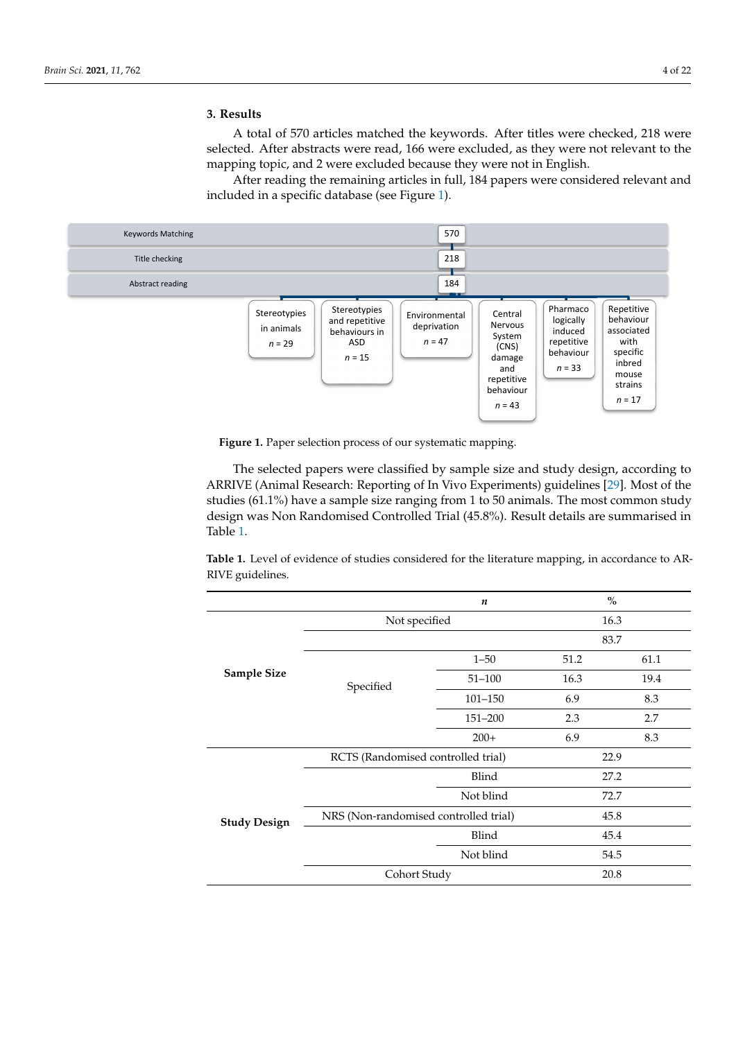## 3. Results

A total of 570 articles matched the keywords. After titles were checked, 218 were selected. After abstracts were read, 166 were excluded, as they were not relevant to the mapping topic, and 2 were excluded because they were not in English.

After reading the remaining articles in full, 184 papers were considered relevant and included in a specific database (see Figure 1).

- Keywords Matching: 570
- Title checking: 218
- Abstract reading: 184
  - Stereotypies in animals, $n = 29$
  - Stereotypies and repetitive behaviours in ASD, $n = 15$
  - Environmental deprivation, $n = 47$
  - Central Nervous System (CNS) damage and repetitive behaviour, $n = 43$
  - Pharmacologically induced repetitive behaviour, $n = 33$
  - Repetitive behaviour associated with specific inbred mouse strains, $n = 17$

**Figure 1.** Paper selection process of our systematic mapping.

The selected papers were classified by sample size and study design, according to ARRIVE (Animal Research: Reporting of In Vivo Experiments) guidelines [29]. Most of the studies (61.1%) have a sample size ranging from 1 to 50 animals. The most common study design was Non Randomised Controlled Trial (45.8%). Result details are summarised in Table 1.

**Table 1.** Level of evidence of studies considered for the literature mapping, in accordance to ARRIVE guidelines.

| | | | *n* | % |
|---|---|---|---|---|
| **Sample Size** | Not specified | | | 16.3 |
| | | | | 83.7 |
| | Specified | 1–50 | 51.2 | 61.1 |
| | | 51–100 | 16.3 | 19.4 |
| | | 101–150 | 6.9 | 8.3 |
| | | 151–200 | 2.3 | 2.7 |
| | | 200+ | 6.9 | 8.3 |
| **Study Design** | RCTS (Randomised controlled trial) | | | 22.9 |
| | | Blind | | 27.2 |
| | | Not blind | | 72.7 |
| | NRS (Non-randomised controlled trial) | | | 45.8 |
| | | Blind | | 45.4 |
| | | Not blind | | 54.5 |
| | Cohort Study | | | 20.8 |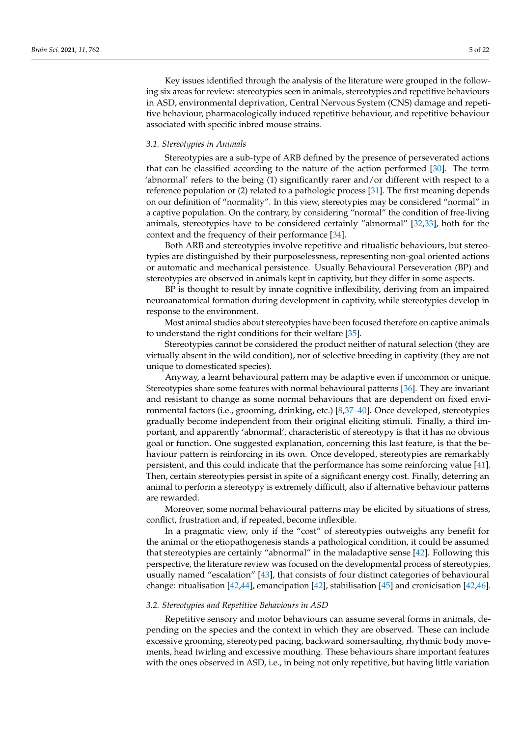Key issues identified through the analysis of the literature were grouped in the following six areas for review: stereotypies seen in animals, stereotypies and repetitive behaviours in ASD, environmental deprivation, Central Nervous System (CNS) damage and repetitive behaviour, pharmacologically induced repetitive behaviour, and repetitive behaviour associated with specific inbred mouse strains.

### 3.1. Stereotypies in Animals

Stereotypies are a sub-type of ARB defined by the presence of perseverated actions that can be classified according to the nature of the action performed [30]. The term 'abnormal' refers to the being (1) significantly rarer and/or different with respect to a reference population or (2) related to a pathologic process [31]. The first meaning depends on our definition of "normality". In this view, stereotypies may be considered "normal" in a captive population. On the contrary, by considering "normal" the condition of free-living animals, stereotypies have to be considered certainly "abnormal" [32,33], both for the context and the frequency of their performance [34].

Both ARB and stereotypies involve repetitive and ritualistic behaviours, but stereotypies are distinguished by their purposelessness, representing non-goal oriented actions or automatic and mechanical persistence. Usually Behavioural Perseveration (BP) and stereotypies are observed in animals kept in captivity, but they differ in some aspects.

BP is thought to result by innate cognitive inflexibility, deriving from an impaired neuroanatomical formation during development in captivity, while stereotypies develop in response to the environment.

Most animal studies about stereotypies have been focused therefore on captive animals to understand the right conditions for their welfare [35].

Stereotypies cannot be considered the product neither of natural selection (they are virtually absent in the wild condition), nor of selective breeding in captivity (they are not unique to domesticated species).

Anyway, a learnt behavioural pattern may be adaptive even if uncommon or unique. Stereotypies share some features with normal behavioural patterns [36]. They are invariant and resistant to change as some normal behaviours that are dependent on fixed environmental factors (i.e., grooming, drinking, etc.) [8,37–40]. Once developed, stereotypies gradually become independent from their original eliciting stimuli. Finally, a third important, and apparently 'abnormal', characteristic of stereotypy is that it has no obvious goal or function. One suggested explanation, concerning this last feature, is that the behaviour pattern is reinforcing in its own. Once developed, stereotypies are remarkably persistent, and this could indicate that the performance has some reinforcing value [41]. Then, certain stereotypies persist in spite of a significant energy cost. Finally, deterring an animal to perform a stereotypy is extremely difficult, also if alternative behaviour patterns are rewarded.

Moreover, some normal behavioural patterns may be elicited by situations of stress, conflict, frustration and, if repeated, become inflexible.

In a pragmatic view, only if the "cost" of stereotypies outweighs any benefit for the animal or the etiopathogenesis stands a pathological condition, it could be assumed that stereotypies are certainly "abnormal" in the maladaptive sense [42]. Following this perspective, the literature review was focused on the developmental process of stereotypies, usually named "escalation" [43], that consists of four distinct categories of behavioural change: ritualisation [42,44], emancipation [42], stabilisation [45] and cronicisation [42,46].

### 3.2. Stereotypies and Repetitive Behaviours in ASD

Repetitive sensory and motor behaviours can assume several forms in animals, depending on the species and the context in which they are observed. These can include excessive grooming, stereotyped pacing, backward somersaulting, rhythmic body movements, head twirling and excessive mouthing. These behaviours share important features with the ones observed in ASD, i.e., in being not only repetitive, but having little variation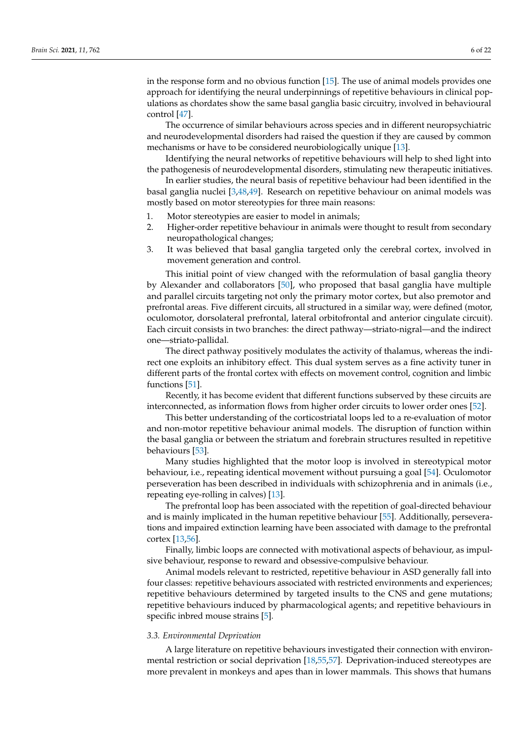in the response form and no obvious function [15]. The use of animal models provides one approach for identifying the neural underpinnings of repetitive behaviours in clinical populations as chordates show the same basal ganglia basic circuitry, involved in behavioural control [47].

The occurrence of similar behaviours across species and in different neuropsychiatric and neurodevelopmental disorders had raised the question if they are caused by common mechanisms or have to be considered neurobiologically unique [13].

Identifying the neural networks of repetitive behaviours will help to shed light into the pathogenesis of neurodevelopmental disorders, stimulating new therapeutic initiatives.

In earlier studies, the neural basis of repetitive behaviour had been identified in the basal ganglia nuclei [3,48,49]. Research on repetitive behaviour on animal models was mostly based on motor stereotypies for three main reasons:

1. Motor stereotypies are easier to model in animals;
2. Higher-order repetitive behaviour in animals were thought to result from secondary neuropathological changes;
3. It was believed that basal ganglia targeted only the cerebral cortex, involved in movement generation and control.

This initial point of view changed with the reformulation of basal ganglia theory by Alexander and collaborators [50], who proposed that basal ganglia have multiple and parallel circuits targeting not only the primary motor cortex, but also premotor and prefrontal areas. Five different circuits, all structured in a similar way, were defined (motor, oculomotor, dorsolateral prefrontal, lateral orbitofrontal and anterior cingulate circuit). Each circuit consists in two branches: the direct pathway—striato-nigral—and the indirect one—striato-pallidal.

The direct pathway positively modulates the activity of thalamus, whereas the indirect one exploits an inhibitory effect. This dual system serves as a fine activity tuner in different parts of the frontal cortex with effects on movement control, cognition and limbic functions [51].

Recently, it has become evident that different functions subserved by these circuits are interconnected, as information flows from higher order circuits to lower order ones [52].

This better understanding of the corticostriatal loops led to a re-evaluation of motor and non-motor repetitive behaviour animal models. The disruption of function within the basal ganglia or between the striatum and forebrain structures resulted in repetitive behaviours [53].

Many studies highlighted that the motor loop is involved in stereotypical motor behaviour, i.e., repeating identical movement without pursuing a goal [54]. Oculomotor perseveration has been described in individuals with schizophrenia and in animals (i.e., repeating eye-rolling in calves) [13].

The prefrontal loop has been associated with the repetition of goal-directed behaviour and is mainly implicated in the human repetitive behaviour [55]. Additionally, perseverations and impaired extinction learning have been associated with damage to the prefrontal cortex [13,56].

Finally, limbic loops are connected with motivational aspects of behaviour, as impulsive behaviour, response to reward and obsessive-compulsive behaviour.

Animal models relevant to restricted, repetitive behaviour in ASD generally fall into four classes: repetitive behaviours associated with restricted environments and experiences; repetitive behaviours determined by targeted insults to the CNS and gene mutations; repetitive behaviours induced by pharmacological agents; and repetitive behaviours in specific inbred mouse strains [5].

### *3.3. Environmental Deprivation*

A large literature on repetitive behaviours investigated their connection with environmental restriction or social deprivation [18,55,57]. Deprivation-induced stereotypes are more prevalent in monkeys and apes than in lower mammals. This shows that humans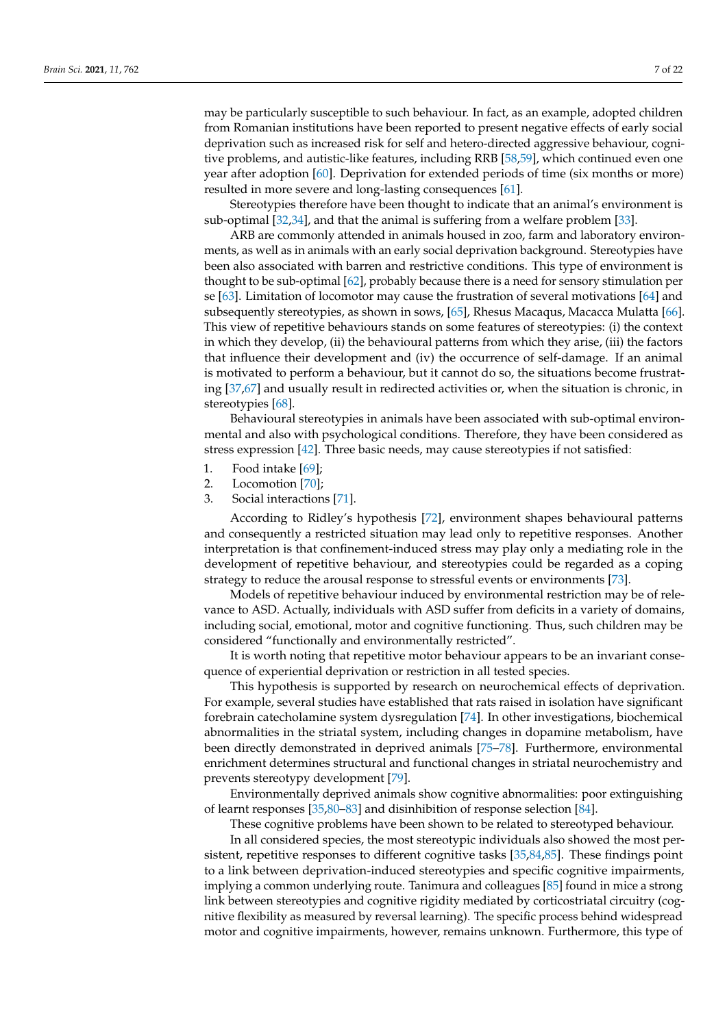may be particularly susceptible to such behaviour. In fact, as an example, adopted children from Romanian institutions have been reported to present negative effects of early social deprivation such as increased risk for self and hetero-directed aggressive behaviour, cognitive problems, and autistic-like features, including RRB [58,59], which continued even one year after adoption [60]. Deprivation for extended periods of time (six months or more) resulted in more severe and long-lasting consequences [61].

Stereotypies therefore have been thought to indicate that an animal's environment is sub-optimal [32,34], and that the animal is suffering from a welfare problem [33].

ARB are commonly attended in animals housed in zoo, farm and laboratory environments, as well as in animals with an early social deprivation background. Stereotypies have been also associated with barren and restrictive conditions. This type of environment is thought to be sub-optimal [62], probably because there is a need for sensory stimulation per se [63]. Limitation of locomotor may cause the frustration of several motivations [64] and subsequently stereotypies, as shown in sows, [65], Rhesus Macaqus, Macacca Mulatta [66]. This view of repetitive behaviours stands on some features of stereotypies: (i) the context in which they develop, (ii) the behavioural patterns from which they arise, (iii) the factors that influence their development and (iv) the occurrence of self-damage. If an animal is motivated to perform a behaviour, but it cannot do so, the situations become frustrating [37,67] and usually result in redirected activities or, when the situation is chronic, in stereotypies [68].

Behavioural stereotypies in animals have been associated with sub-optimal environmental and also with psychological conditions. Therefore, they have been considered as stress expression [42]. Three basic needs, may cause stereotypies if not satisfied:

1. Food intake [69];
2. Locomotion [70];
3. Social interactions [71].

According to Ridley's hypothesis [72], environment shapes behavioural patterns and consequently a restricted situation may lead only to repetitive responses. Another interpretation is that confinement-induced stress may play only a mediating role in the development of repetitive behaviour, and stereotypies could be regarded as a coping strategy to reduce the arousal response to stressful events or environments [73].

Models of repetitive behaviour induced by environmental restriction may be of relevance to ASD. Actually, individuals with ASD suffer from deficits in a variety of domains, including social, emotional, motor and cognitive functioning. Thus, such children may be considered "functionally and environmentally restricted".

It is worth noting that repetitive motor behaviour appears to be an invariant consequence of experiential deprivation or restriction in all tested species.

This hypothesis is supported by research on neurochemical effects of deprivation. For example, several studies have established that rats raised in isolation have significant forebrain catecholamine system dysregulation [74]. In other investigations, biochemical abnormalities in the striatal system, including changes in dopamine metabolism, have been directly demonstrated in deprived animals [75–78]. Furthermore, environmental enrichment determines structural and functional changes in striatal neurochemistry and prevents stereotypy development [79].

Environmentally deprived animals show cognitive abnormalities: poor extinguishing of learnt responses [35,80–83] and disinhibition of response selection [84].

These cognitive problems have been shown to be related to stereotyped behaviour.

In all considered species, the most stereotypic individuals also showed the most persistent, repetitive responses to different cognitive tasks [35,84,85]. These findings point to a link between deprivation-induced stereotypies and specific cognitive impairments, implying a common underlying route. Tanimura and colleagues [85] found in mice a strong link between stereotypies and cognitive rigidity mediated by corticostriatal circuitry (cognitive flexibility as measured by reversal learning). The specific process behind widespread motor and cognitive impairments, however, remains unknown. Furthermore, this type of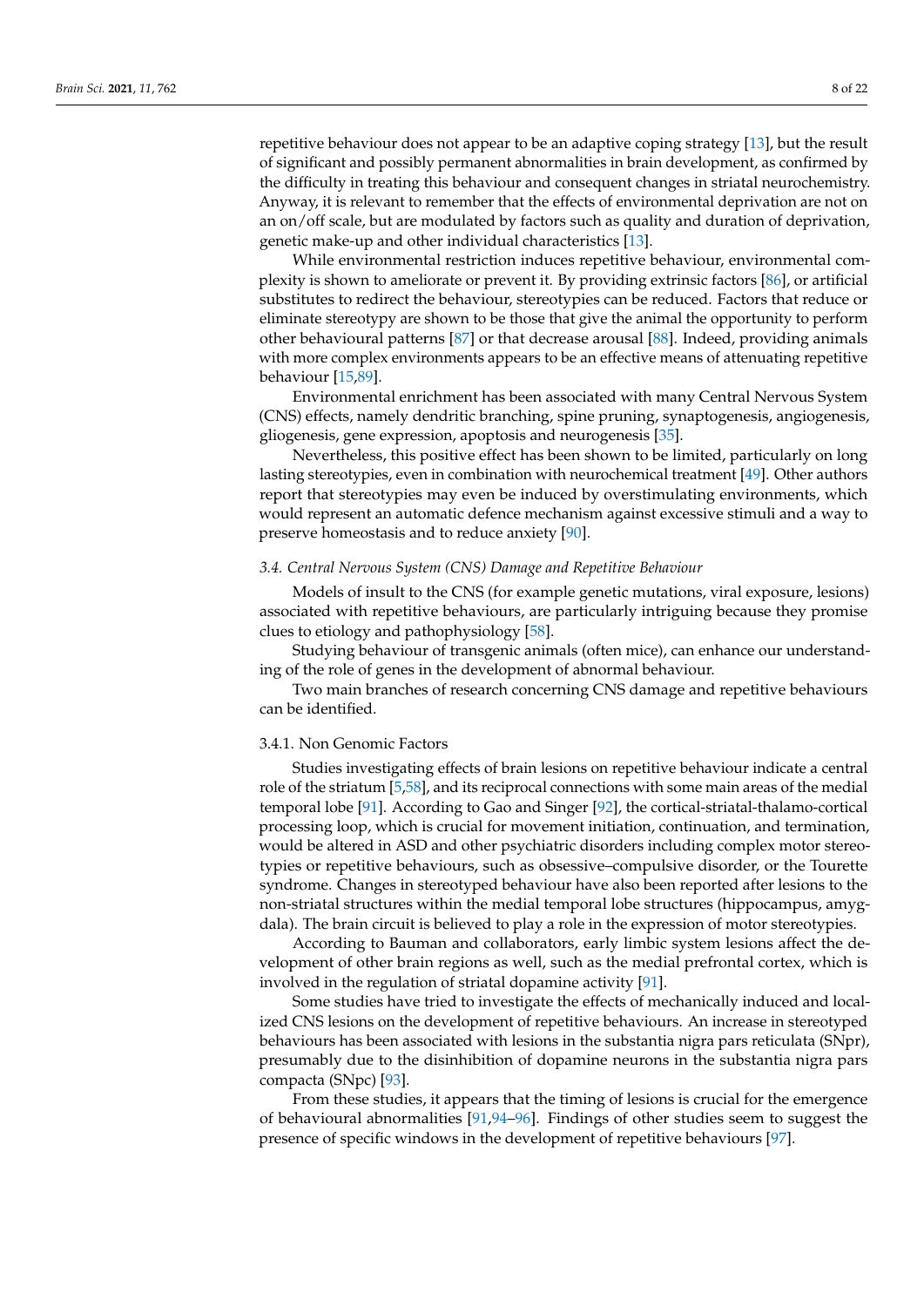repetitive behaviour does not appear to be an adaptive coping strategy [13], but the result of significant and possibly permanent abnormalities in brain development, as confirmed by the difficulty in treating this behaviour and consequent changes in striatal neurochemistry. Anyway, it is relevant to remember that the effects of environmental deprivation are not on an on/off scale, but are modulated by factors such as quality and duration of deprivation, genetic make-up and other individual characteristics [13].

While environmental restriction induces repetitive behaviour, environmental complexity is shown to ameliorate or prevent it. By providing extrinsic factors [86], or artificial substitutes to redirect the behaviour, stereotypies can be reduced. Factors that reduce or eliminate stereotypy are shown to be those that give the animal the opportunity to perform other behavioural patterns [87] or that decrease arousal [88]. Indeed, providing animals with more complex environments appears to be an effective means of attenuating repetitive behaviour [15,89].

Environmental enrichment has been associated with many Central Nervous System (CNS) effects, namely dendritic branching, spine pruning, synaptogenesis, angiogenesis, gliogenesis, gene expression, apoptosis and neurogenesis [35].

Nevertheless, this positive effect has been shown to be limited, particularly on long lasting stereotypies, even in combination with neurochemical treatment [49]. Other authors report that stereotypies may even be induced by overstimulating environments, which would represent an automatic defence mechanism against excessive stimuli and a way to preserve homeostasis and to reduce anxiety [90].

### *3.4. Central Nervous System (CNS) Damage and Repetitive Behaviour*

Models of insult to the CNS (for example genetic mutations, viral exposure, lesions) associated with repetitive behaviours, are particularly intriguing because they promise clues to etiology and pathophysiology [58].

Studying behaviour of transgenic animals (often mice), can enhance our understanding of the role of genes in the development of abnormal behaviour.

Two main branches of research concerning CNS damage and repetitive behaviours can be identified.

#### 3.4.1. Non Genomic Factors

Studies investigating effects of brain lesions on repetitive behaviour indicate a central role of the striatum [5,58], and its reciprocal connections with some main areas of the medial temporal lobe [91]. According to Gao and Singer [92], the cortical-striatal-thalamo-cortical processing loop, which is crucial for movement initiation, continuation, and termination, would be altered in ASD and other psychiatric disorders including complex motor stereotypies or repetitive behaviours, such as obsessive–compulsive disorder, or the Tourette syndrome. Changes in stereotyped behaviour have also been reported after lesions to the non-striatal structures within the medial temporal lobe structures (hippocampus, amygdala). The brain circuit is believed to play a role in the expression of motor stereotypies.

According to Bauman and collaborators, early limbic system lesions affect the development of other brain regions as well, such as the medial prefrontal cortex, which is involved in the regulation of striatal dopamine activity [91].

Some studies have tried to investigate the effects of mechanically induced and localized CNS lesions on the development of repetitive behaviours. An increase in stereotyped behaviours has been associated with lesions in the substantia nigra pars reticulata (SNpr), presumably due to the disinhibition of dopamine neurons in the substantia nigra pars compacta (SNpc) [93].

From these studies, it appears that the timing of lesions is crucial for the emergence of behavioural abnormalities [91,94–96]. Findings of other studies seem to suggest the presence of specific windows in the development of repetitive behaviours [97].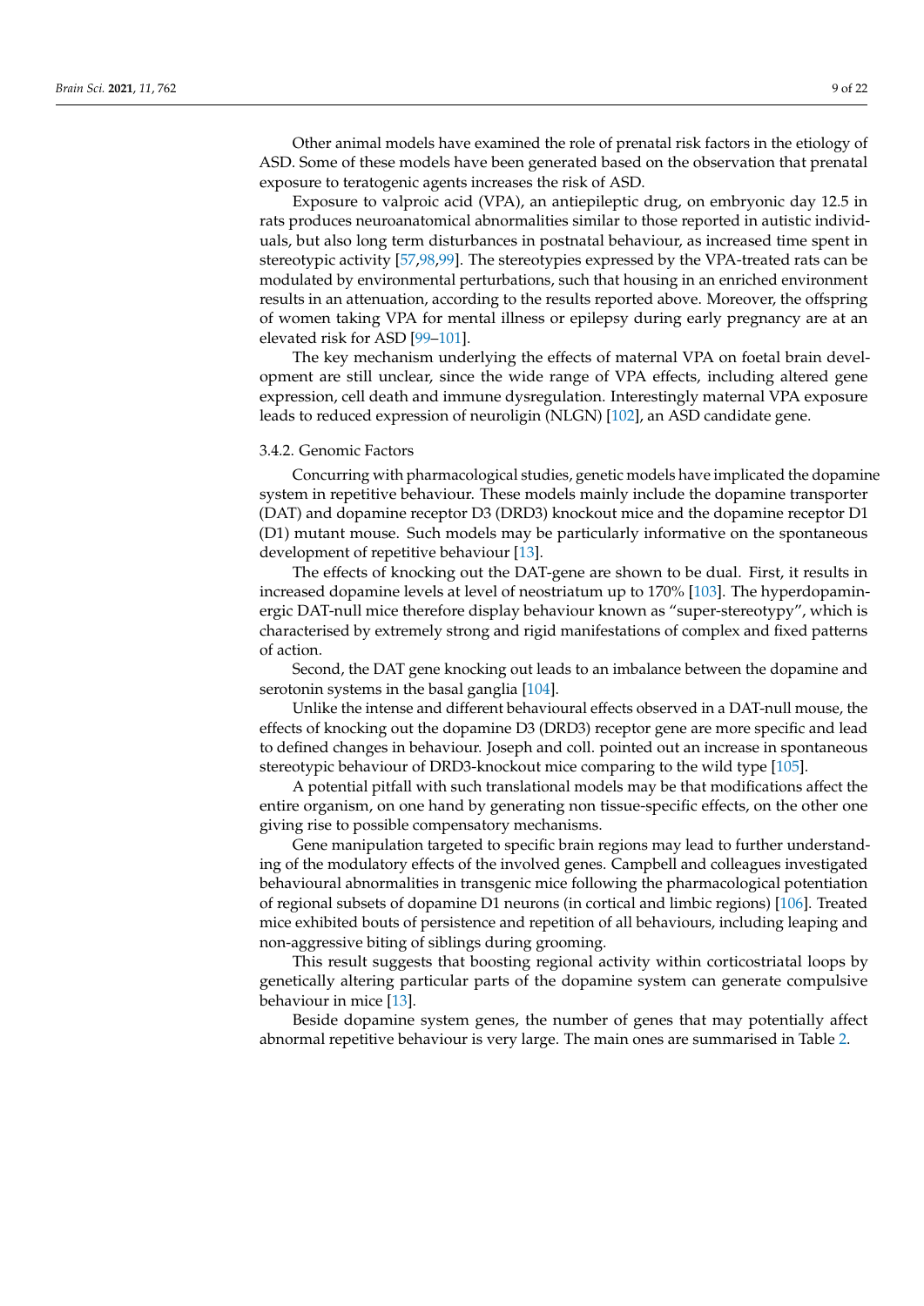Other animal models have examined the role of prenatal risk factors in the etiology of ASD. Some of these models have been generated based on the observation that prenatal exposure to teratogenic agents increases the risk of ASD.

Exposure to valproic acid (VPA), an antiepileptic drug, on embryonic day 12.5 in rats produces neuroanatomical abnormalities similar to those reported in autistic individuals, but also long term disturbances in postnatal behaviour, as increased time spent in stereotypic activity [57,98,99]. The stereotypies expressed by the VPA-treated rats can be modulated by environmental perturbations, such that housing in an enriched environment results in an attenuation, according to the results reported above. Moreover, the offspring of women taking VPA for mental illness or epilepsy during early pregnancy are at an elevated risk for ASD [99–101].

The key mechanism underlying the effects of maternal VPA on foetal brain development are still unclear, since the wide range of VPA effects, including altered gene expression, cell death and immune dysregulation. Interestingly maternal VPA exposure leads to reduced expression of neuroligin (NLGN) [102], an ASD candidate gene.

#### 3.4.2. Genomic Factors

Concurring with pharmacological studies, genetic models have implicated the dopamine system in repetitive behaviour. These models mainly include the dopamine transporter (DAT) and dopamine receptor D3 (DRD3) knockout mice and the dopamine receptor D1 (D1) mutant mouse. Such models may be particularly informative on the spontaneous development of repetitive behaviour [13].

The effects of knocking out the DAT-gene are shown to be dual. First, it results in increased dopamine levels at level of neostriatum up to 170% [103]. The hyperdopaminergic DAT-null mice therefore display behaviour known as "super-stereotypy", which is characterised by extremely strong and rigid manifestations of complex and fixed patterns of action.

Second, the DAT gene knocking out leads to an imbalance between the dopamine and serotonin systems in the basal ganglia [104].

Unlike the intense and different behavioural effects observed in a DAT-null mouse, the effects of knocking out the dopamine D3 (DRD3) receptor gene are more specific and lead to defined changes in behaviour. Joseph and coll. pointed out an increase in spontaneous stereotypic behaviour of DRD3-knockout mice comparing to the wild type [105].

A potential pitfall with such translational models may be that modifications affect the entire organism, on one hand by generating non tissue-specific effects, on the other one giving rise to possible compensatory mechanisms.

Gene manipulation targeted to specific brain regions may lead to further understanding of the modulatory effects of the involved genes. Campbell and colleagues investigated behavioural abnormalities in transgenic mice following the pharmacological potentiation of regional subsets of dopamine D1 neurons (in cortical and limbic regions) [106]. Treated mice exhibited bouts of persistence and repetition of all behaviours, including leaping and non-aggressive biting of siblings during grooming.

This result suggests that boosting regional activity within corticostriatal loops by genetically altering particular parts of the dopamine system can generate compulsive behaviour in mice [13].

Beside dopamine system genes, the number of genes that may potentially affect abnormal repetitive behaviour is very large. The main ones are summarised in Table 2.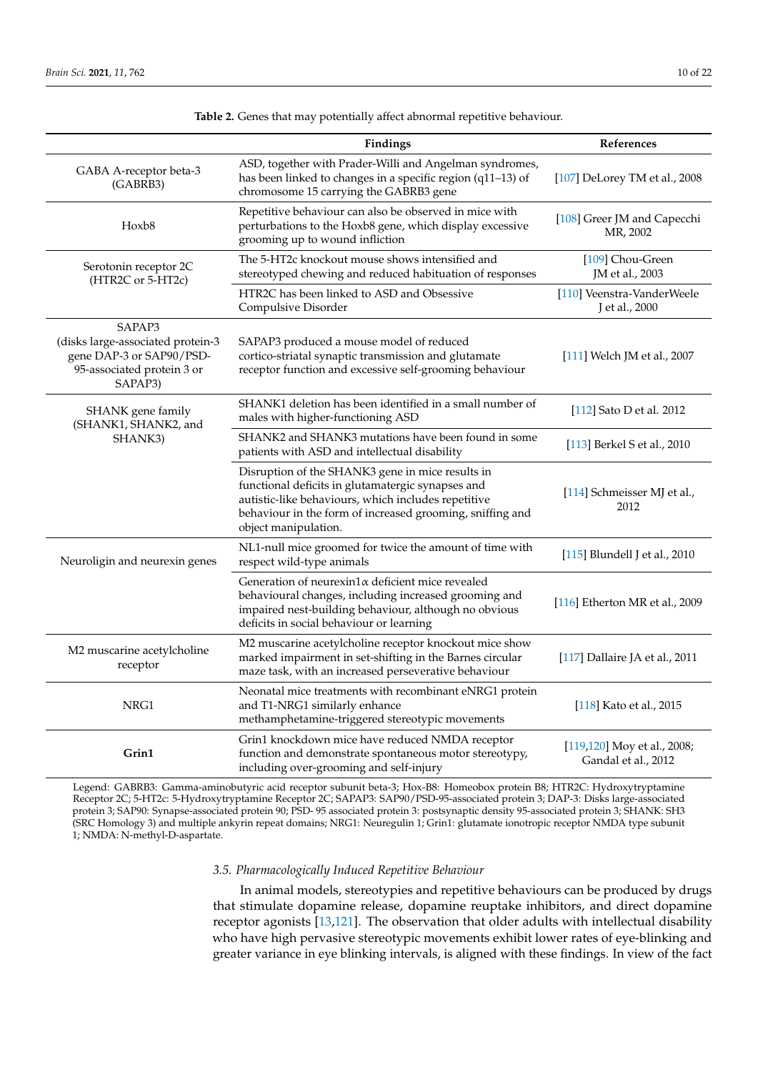**Table 2.** Genes that may potentially affect abnormal repetitive behaviour.

| | Findings | References |
|---|---|---|
| GABA A-receptor beta-3 (GABRB3) | ASD, together with Prader-Willi and Angelman syndromes, has been linked to changes in a specific region (q11–13) of chromosome 15 carrying the GABRB3 gene | [107] DeLorey TM et al., 2008 |
| Hoxb8 | Repetitive behaviour can also be observed in mice with perturbations to the Hoxb8 gene, which display excessive grooming up to wound infliction | [108] Greer JM and Capecchi MR, 2002 |
| Serotonin receptor 2C (HTR2C or 5-HT2c) | The 5-HT2c knockout mouse shows intensified and stereotyped chewing and reduced habituation of responses | [109] Chou-Green JM et al., 2003 |
| | HTR2C has been linked to ASD and Obsessive Compulsive Disorder | [110] Veenstra-VanderWeele J et al., 2000 |
| SAPAP3 (disks large-associated protein-3 gene DAP-3 or SAP90/PSD-95-associated protein 3 or SAPAP3) | SAPAP3 produced a mouse model of reduced cortico-striatal synaptic transmission and glutamate receptor function and excessive self-grooming behaviour | [111] Welch JM et al., 2007 |
| SHANK gene family (SHANK1, SHANK2, and SHANK3) | SHANK1 deletion has been identified in a small number of males with higher-functioning ASD | [112] Sato D et al. 2012 |
| | SHANK2 and SHANK3 mutations have been found in some patients with ASD and intellectual disability | [113] Berkel S et al., 2010 |
| | Disruption of the SHANK3 gene in mice results in functional deficits in glutamatergic synapses and autistic-like behaviours, which includes repetitive behaviour in the form of increased grooming, sniffing and object manipulation. | [114] Schmeisser MJ et al., 2012 |
| Neuroligin and neurexin genes | NL1-null mice groomed for twice the amount of time with respect wild-type animals | [115] Blundell J et al., 2010 |
| | Generation of neurexin1α deficient mice revealed behavioural changes, including increased grooming and impaired nest-building behaviour, although no obvious deficits in social behaviour or learning | [116] Etherton MR et al., 2009 |
| M2 muscarine acetylcholine receptor | M2 muscarine acetylcholine receptor knockout mice show marked impairment in set-shifting in the Barnes circular maze task, with an increased perseverative behaviour | [117] Dallaire JA et al., 2011 |
| NRG1 | Neonatal mice treatments with recombinant eNRG1 protein and T1-NRG1 similarly enhance methamphetamine-triggered stereotypic movements | [118] Kato et al., 2015 |
| **Grin1** | Grin1 knockdown mice have reduced NMDA receptor function and demonstrate spontaneous motor stereotypy, including over-grooming and self-injury | [119,120] Moy et al., 2008; Gandal et al., 2012 |

Legend: GABRB3: Gamma-aminobutyric acid receptor subunit beta-3; Hox-B8: Homeobox protein B8; HTR2C: Hydroxytryptamine Receptor 2C; 5-HT2c: 5-Hydroxytryptamine Receptor 2C; SAPAP3: SAP90/PSD-95-associated protein 3; DAP-3: Disks large-associated protein 3; SAP90: Synapse-associated protein 90; PSD- 95 associated protein 3: postsynaptic density 95-associated protein 3; SHANK: SH3 (SRC Homology 3) and multiple ankyrin repeat domains; NRG1: Neuregulin 1; Grin1: glutamate ionotropic receptor NMDA type subunit 1; NMDA: N-methyl-D-aspartate.

### 3.5. Pharmacologically Induced Repetitive Behaviour

In animal models, stereotypies and repetitive behaviours can be produced by drugs that stimulate dopamine release, dopamine reuptake inhibitors, and direct dopamine receptor agonists [13,121]. The observation that older adults with intellectual disability who have high pervasive stereotypic movements exhibit lower rates of eye-blinking and greater variance in eye blinking intervals, is aligned with these findings. In view of the fact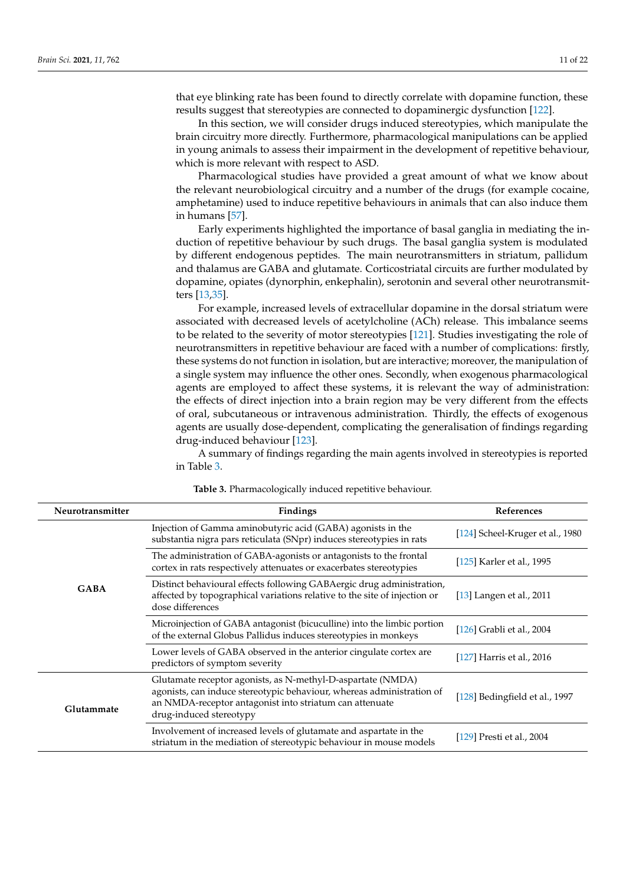that eye blinking rate has been found to directly correlate with dopamine function, these results suggest that stereotypies are connected to dopaminergic dysfunction [122].

In this section, we will consider drugs induced stereotypies, which manipulate the brain circuitry more directly. Furthermore, pharmacological manipulations can be applied in young animals to assess their impairment in the development of repetitive behaviour, which is more relevant with respect to ASD.

Pharmacological studies have provided a great amount of what we know about the relevant neurobiological circuitry and a number of the drugs (for example cocaine, amphetamine) used to induce repetitive behaviours in animals that can also induce them in humans [57].

Early experiments highlighted the importance of basal ganglia in mediating the induction of repetitive behaviour by such drugs. The basal ganglia system is modulated by different endogenous peptides. The main neurotransmitters in striatum, pallidum and thalamus are GABA and glutamate. Corticostriatal circuits are further modulated by dopamine, opiates (dynorphin, enkephalin), serotonin and several other neurotransmitters [13,35].

For example, increased levels of extracellular dopamine in the dorsal striatum were associated with decreased levels of acetylcholine (ACh) release. This imbalance seems to be related to the severity of motor stereotypies [121]. Studies investigating the role of neurotransmitters in repetitive behaviour are faced with a number of complications: firstly, these systems do not function in isolation, but are interactive; moreover, the manipulation of a single system may influence the other ones. Secondly, when exogenous pharmacological agents are employed to affect these systems, it is relevant the way of administration: the effects of direct injection into a brain region may be very different from the effects of oral, subcutaneous or intravenous administration. Thirdly, the effects of exogenous agents are usually dose-dependent, complicating the generalisation of findings regarding drug-induced behaviour [123].

A summary of findings regarding the main agents involved in stereotypies is reported in Table 3.

**Table 3.** Pharmacologically induced repetitive behaviour.

| Neurotransmitter | Findings | References |
|---|---|---|
| **GABA** | Injection of Gamma aminobutyric acid (GABA) agonists in the substantia nigra pars reticulata (SNpr) induces stereotypies in rats | [124] Scheel-Kruger et al., 1980 |
| | The administration of GABA-agonists or antagonists to the frontal cortex in rats respectively attenuates or exacerbates stereotypies | [125] Karler et al., 1995 |
| | Distinct behavioural effects following GABAergic drug administration, affected by topographical variations relative to the site of injection or dose differences | [13] Langen et al., 2011 |
| | Microinjection of GABA antagonist (bicuculline) into the limbic portion of the external Globus Pallidus induces stereotypies in monkeys | [126] Grabli et al., 2004 |
| | Lower levels of GABA observed in the anterior cingulate cortex are predictors of symptom severity | [127] Harris et al., 2016 |
| **Glutammate** | Glutamate receptor agonists, as N-methyl-D-aspartate (NMDA) agonists, can induce stereotypic behaviour, whereas administration of an NMDA-receptor antagonist into striatum can attenuate drug-induced stereotypy | [128] Bedingfield et al., 1997 |
| | Involvement of increased levels of glutamate and aspartate in the striatum in the mediation of stereotypic behaviour in mouse models | [129] Presti et al., 2004 |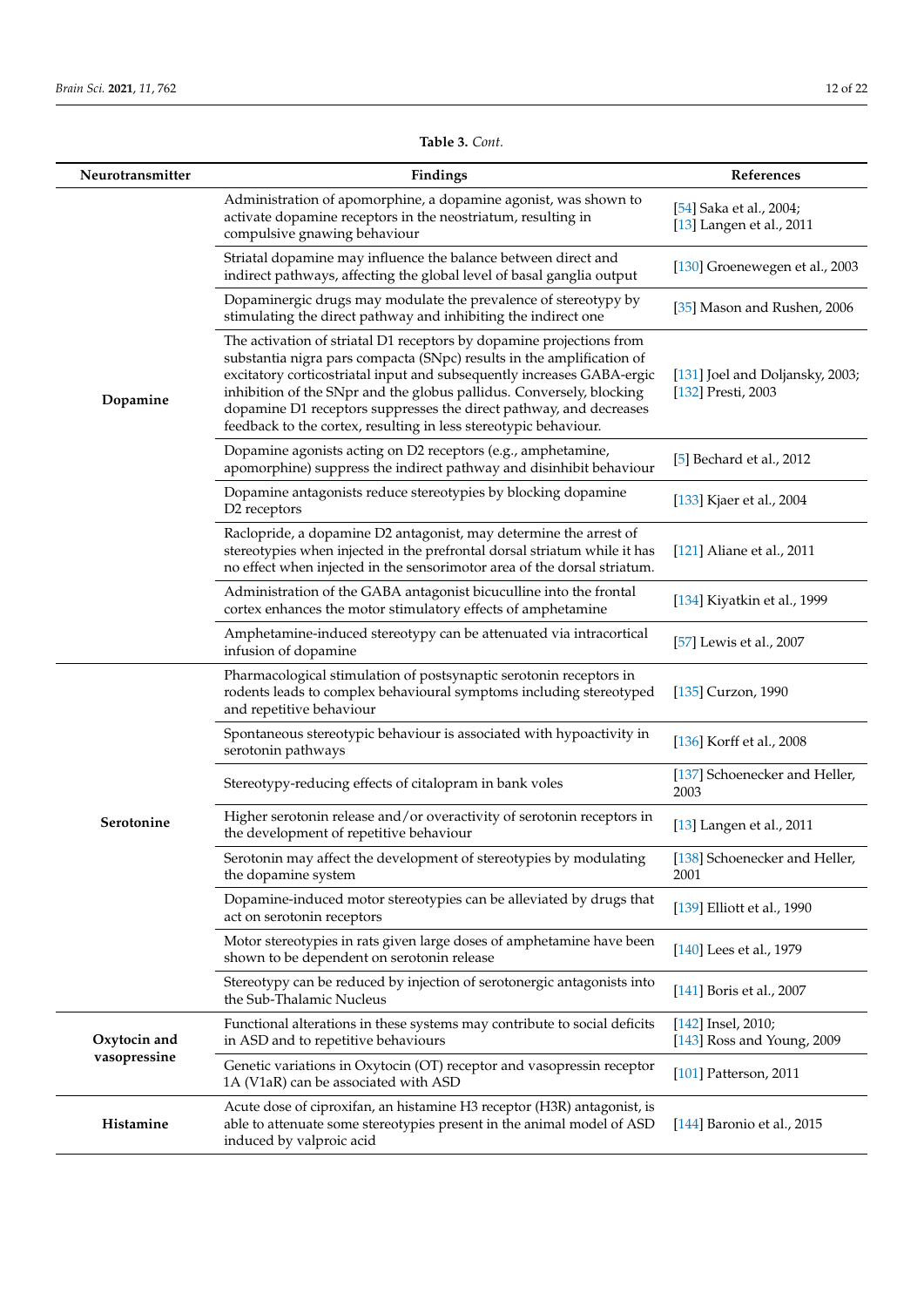**Table 3.** *Cont.*

| Neurotransmitter | Findings | References |
| --- | --- | --- |
| **Dopamine** | Administration of apomorphine, a dopamine agonist, was shown to activate dopamine receptors in the neostriatum, resulting in compulsive gnawing behaviour | [54] Saka et al., 2004; [13] Langen et al., 2011 |
| | Striatal dopamine may influence the balance between direct and indirect pathways, affecting the global level of basal ganglia output | [130] Groenewegen et al., 2003 |
| | Dopaminergic drugs may modulate the prevalence of stereotypy by stimulating the direct pathway and inhibiting the indirect one | [35] Mason and Rushen, 2006 |
| | The activation of striatal D1 receptors by dopamine projections from substantia nigra pars compacta (SNpc) results in the amplification of excitatory corticostriatal input and subsequently increases GABA-ergic inhibition of the SNpr and the globus pallidus. Conversely, blocking dopamine D1 receptors suppresses the direct pathway, and decreases feedback to the cortex, resulting in less stereotypic behaviour. | [131] Joel and Doljansky, 2003; [132] Presti, 2003 |
| | Dopamine agonists acting on D2 receptors (e.g., amphetamine, apomorphine) suppress the indirect pathway and disinhibit behaviour | [5] Bechard et al., 2012 |
| | Dopamine antagonists reduce stereotypies by blocking dopamine D2 receptors | [133] Kjaer et al., 2004 |
| | Raclopride, a dopamine D2 antagonist, may determine the arrest of stereotypies when injected in the prefrontal dorsal striatum while it has no effect when injected in the sensorimotor area of the dorsal striatum. | [121] Aliane et al., 2011 |
| | Administration of the GABA antagonist bicuculline into the frontal cortex enhances the motor stimulatory effects of amphetamine | [134] Kiyatkin et al., 1999 |
| | Amphetamine-induced stereotypy can be attenuated via intracortical infusion of dopamine | [57] Lewis et al., 2007 |
| **Serotonine** | Pharmacological stimulation of postsynaptic serotonin receptors in rodents leads to complex behavioural symptoms including stereotyped and repetitive behaviour | [135] Curzon, 1990 |
| | Spontaneous stereotypic behaviour is associated with hypoactivity in serotonin pathways | [136] Korff et al., 2008 |
| | Stereotypy-reducing effects of citalopram in bank voles | [137] Schoenecker and Heller, 2003 |
| | Higher serotonin release and/or overactivity of serotonin receptors in the development of repetitive behaviour | [13] Langen et al., 2011 |
| | Serotonin may affect the development of stereotypies by modulating the dopamine system | [138] Schoenecker and Heller, 2001 |
| | Dopamine-induced motor stereotypies can be alleviated by drugs that act on serotonin receptors | [139] Elliott et al., 1990 |
| | Motor stereotypies in rats given large doses of amphetamine have been shown to be dependent on serotonin release | [140] Lees et al., 1979 |
| | Stereotypy can be reduced by injection of serotonergic antagonists into the Sub-Thalamic Nucleus | [141] Boris et al., 2007 |
| **Oxytocin and vasopressine** | Functional alterations in these systems may contribute to social deficits in ASD and to repetitive behaviours | [142] Insel, 2010; [143] Ross and Young, 2009 |
| | Genetic variations in Oxytocin (OT) receptor and vasopressin receptor 1A (V1aR) can be associated with ASD | [101] Patterson, 2011 |
| **Histamine** | Acute dose of ciproxifan, an histamine H3 receptor (H3R) antagonist, is able to attenuate some stereotypies present in the animal model of ASD induced by valproic acid | [144] Baronio et al., 2015 |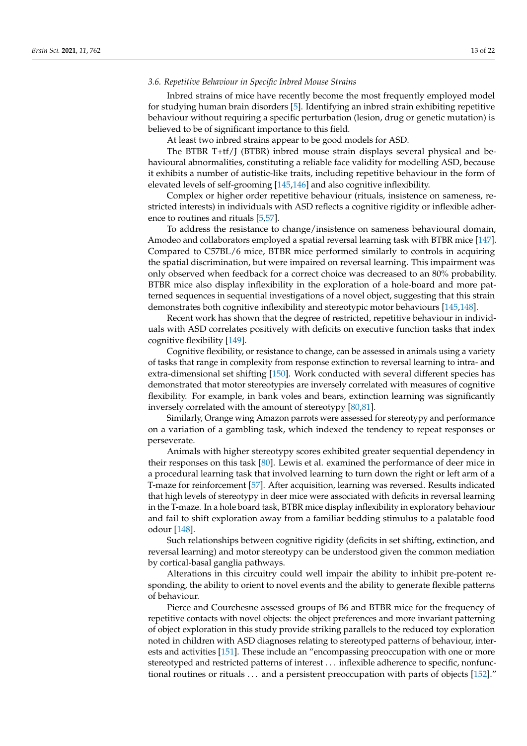### 3.6. Repetitive Behaviour in Specific Inbred Mouse Strains

Inbred strains of mice have recently become the most frequently employed model for studying human brain disorders [5]. Identifying an inbred strain exhibiting repetitive behaviour without requiring a specific perturbation (lesion, drug or genetic mutation) is believed to be of significant importance to this field.

At least two inbred strains appear to be good models for ASD.

The BTBR T+tf/J (BTBR) inbred mouse strain displays several physical and behavioural abnormalities, constituting a reliable face validity for modelling ASD, because it exhibits a number of autistic-like traits, including repetitive behaviour in the form of elevated levels of self-grooming [145,146] and also cognitive inflexibility.

Complex or higher order repetitive behaviour (rituals, insistence on sameness, restricted interests) in individuals with ASD reflects a cognitive rigidity or inflexible adherence to routines and rituals [5,57].

To address the resistance to change/insistence on sameness behavioural domain, Amodeo and collaborators employed a spatial reversal learning task with BTBR mice [147]. Compared to C57BL/6 mice, BTBR mice performed similarly to controls in acquiring the spatial discrimination, but were impaired on reversal learning. This impairment was only observed when feedback for a correct choice was decreased to an 80% probability. BTBR mice also display inflexibility in the exploration of a hole-board and more patterned sequences in sequential investigations of a novel object, suggesting that this strain demonstrates both cognitive inflexibility and stereotypic motor behaviours [145,148].

Recent work has shown that the degree of restricted, repetitive behaviour in individuals with ASD correlates positively with deficits on executive function tasks that index cognitive flexibility [149].

Cognitive flexibility, or resistance to change, can be assessed in animals using a variety of tasks that range in complexity from response extinction to reversal learning to intra- and extra-dimensional set shifting [150]. Work conducted with several different species has demonstrated that motor stereotypies are inversely correlated with measures of cognitive flexibility. For example, in bank voles and bears, extinction learning was significantly inversely correlated with the amount of stereotypy [80,81].

Similarly, Orange wing Amazon parrots were assessed for stereotypy and performance on a variation of a gambling task, which indexed the tendency to repeat responses or perseverate.

Animals with higher stereotypy scores exhibited greater sequential dependency in their responses on this task [80]. Lewis et al. examined the performance of deer mice in a procedural learning task that involved learning to turn down the right or left arm of a T-maze for reinforcement [57]. After acquisition, learning was reversed. Results indicated that high levels of stereotypy in deer mice were associated with deficits in reversal learning in the T-maze. In a hole board task, BTBR mice display inflexibility in exploratory behaviour and fail to shift exploration away from a familiar bedding stimulus to a palatable food odour [148].

Such relationships between cognitive rigidity (deficits in set shifting, extinction, and reversal learning) and motor stereotypy can be understood given the common mediation by cortical-basal ganglia pathways.

Alterations in this circuitry could well impair the ability to inhibit pre-potent responding, the ability to orient to novel events and the ability to generate flexible patterns of behaviour.

Pierce and Courchesne assessed groups of B6 and BTBR mice for the frequency of repetitive contacts with novel objects: the object preferences and more invariant patterning of object exploration in this study provide striking parallels to the reduced toy exploration noted in children with ASD diagnoses relating to stereotyped patterns of behaviour, interests and activities [151]. These include an "encompassing preoccupation with one or more stereotyped and restricted patterns of interest . . . inflexible adherence to specific, nonfunctional routines or rituals . . . and a persistent preoccupation with parts of objects [152]."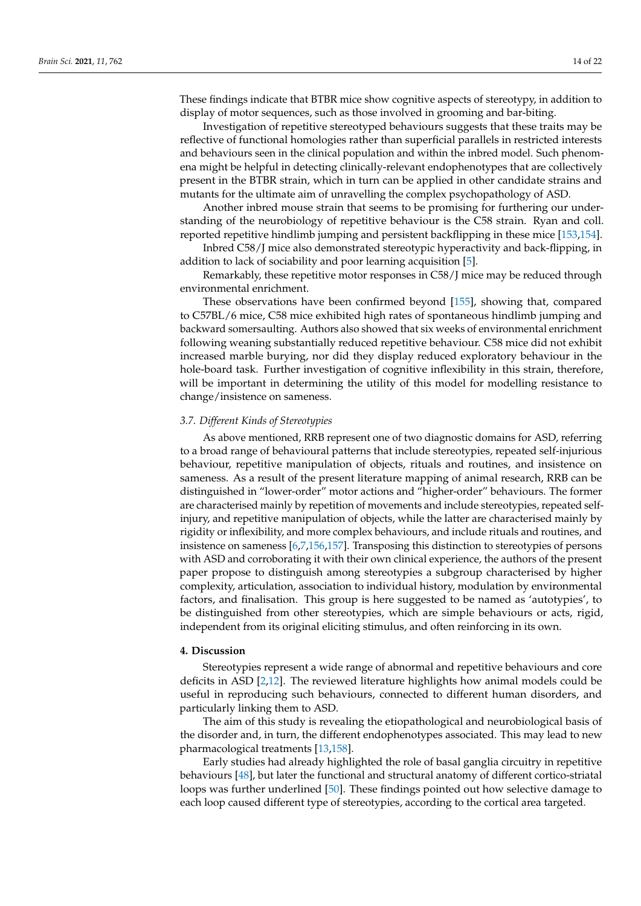These findings indicate that BTBR mice show cognitive aspects of stereotypy, in addition to display of motor sequences, such as those involved in grooming and bar-biting.

Investigation of repetitive stereotyped behaviours suggests that these traits may be reflective of functional homologies rather than superficial parallels in restricted interests and behaviours seen in the clinical population and within the inbred model. Such phenomena might be helpful in detecting clinically-relevant endophenotypes that are collectively present in the BTBR strain, which in turn can be applied in other candidate strains and mutants for the ultimate aim of unravelling the complex psychopathology of ASD.

Another inbred mouse strain that seems to be promising for furthering our understanding of the neurobiology of repetitive behaviour is the C58 strain. Ryan and coll. reported repetitive hindlimb jumping and persistent backflipping in these mice [153,154].

Inbred C58/J mice also demonstrated stereotypic hyperactivity and back-flipping, in addition to lack of sociability and poor learning acquisition [5].

Remarkably, these repetitive motor responses in C58/J mice may be reduced through environmental enrichment.

These observations have been confirmed beyond [155], showing that, compared to C57BL/6 mice, C58 mice exhibited high rates of spontaneous hindlimb jumping and backward somersaulting. Authors also showed that six weeks of environmental enrichment following weaning substantially reduced repetitive behaviour. C58 mice did not exhibit increased marble burying, nor did they display reduced exploratory behaviour in the hole-board task. Further investigation of cognitive inflexibility in this strain, therefore, will be important in determining the utility of this model for modelling resistance to change/insistence on sameness.

### 3.7. Different Kinds of Stereotypies

As above mentioned, RRB represent one of two diagnostic domains for ASD, referring to a broad range of behavioural patterns that include stereotypies, repeated self-injurious behaviour, repetitive manipulation of objects, rituals and routines, and insistence on sameness. As a result of the present literature mapping of animal research, RRB can be distinguished in "lower-order" motor actions and "higher-order" behaviours. The former are characterised mainly by repetition of movements and include stereotypies, repeated self-injury, and repetitive manipulation of objects, while the latter are characterised mainly by rigidity or inflexibility, and more complex behaviours, and include rituals and routines, and insistence on sameness [6,7,156,157]. Transposing this distinction to stereotypies of persons with ASD and corroborating it with their own clinical experience, the authors of the present paper propose to distinguish among stereotypies a subgroup characterised by higher complexity, articulation, association to individual history, modulation by environmental factors, and finalisation. This group is here suggested to be named as 'autotypies', to be distinguished from other stereotypies, which are simple behaviours or acts, rigid, independent from its original eliciting stimulus, and often reinforcing in its own.

## 4. Discussion

Stereotypies represent a wide range of abnormal and repetitive behaviours and core deficits in ASD [2,12]. The reviewed literature highlights how animal models could be useful in reproducing such behaviours, connected to different human disorders, and particularly linking them to ASD.

The aim of this study is revealing the etiopathological and neurobiological basis of the disorder and, in turn, the different endophenotypes associated. This may lead to new pharmacological treatments [13,158].

Early studies had already highlighted the role of basal ganglia circuitry in repetitive behaviours [48], but later the functional and structural anatomy of different cortico-striatal loops was further underlined [50]. These findings pointed out how selective damage to each loop caused different type of stereotypies, according to the cortical area targeted.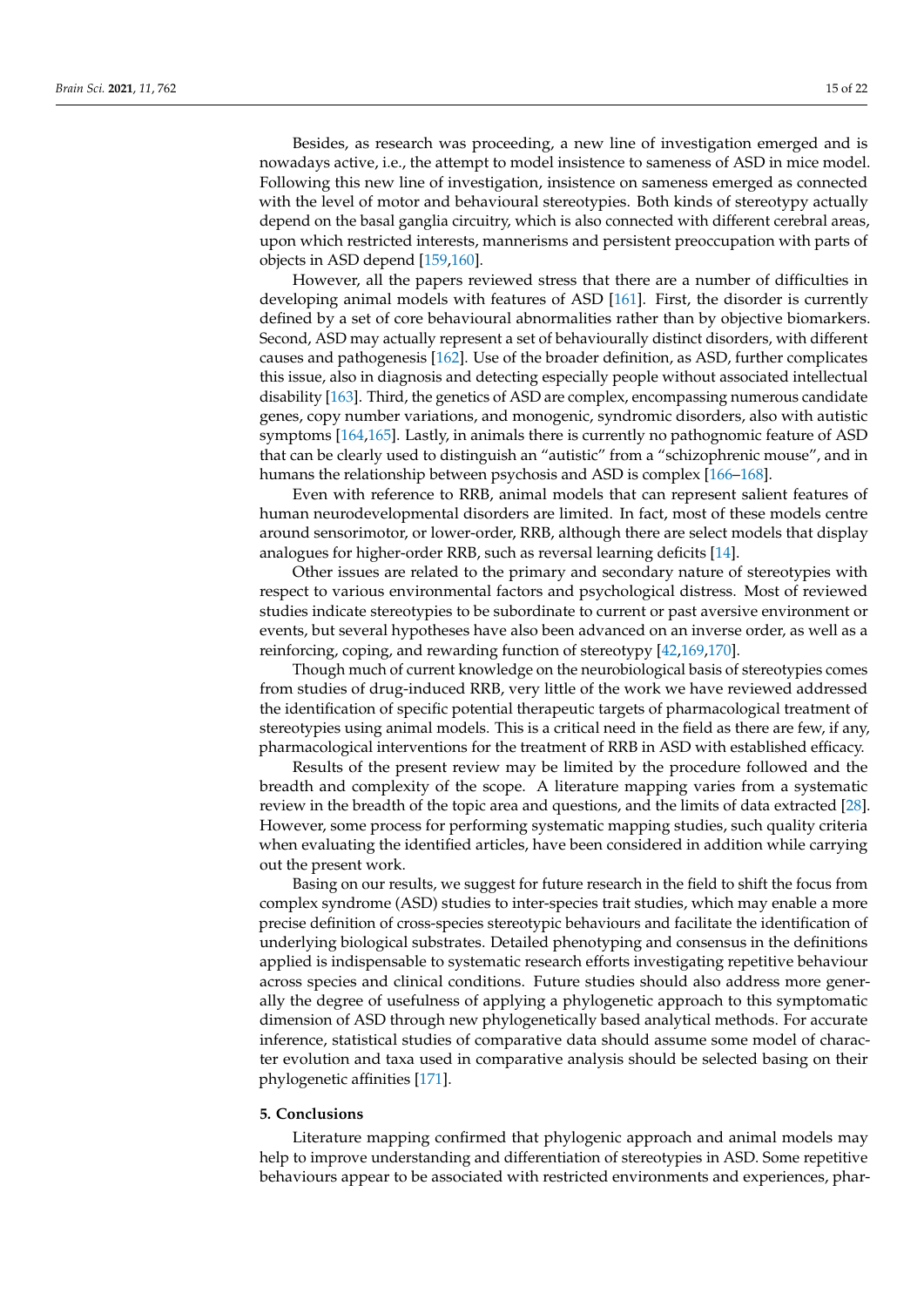Besides, as research was proceeding, a new line of investigation emerged and is nowadays active, i.e., the attempt to model insistence to sameness of ASD in mice model. Following this new line of investigation, insistence on sameness emerged as connected with the level of motor and behavioural stereotypies. Both kinds of stereotypy actually depend on the basal ganglia circuitry, which is also connected with different cerebral areas, upon which restricted interests, mannerisms and persistent preoccupation with parts of objects in ASD depend [159,160].

However, all the papers reviewed stress that there are a number of difficulties in developing animal models with features of ASD [161]. First, the disorder is currently defined by a set of core behavioural abnormalities rather than by objective biomarkers. Second, ASD may actually represent a set of behaviourally distinct disorders, with different causes and pathogenesis [162]. Use of the broader definition, as ASD, further complicates this issue, also in diagnosis and detecting especially people without associated intellectual disability [163]. Third, the genetics of ASD are complex, encompassing numerous candidate genes, copy number variations, and monogenic, syndromic disorders, also with autistic symptoms [164,165]. Lastly, in animals there is currently no pathognomic feature of ASD that can be clearly used to distinguish an "autistic" from a "schizophrenic mouse", and in humans the relationship between psychosis and ASD is complex [166–168].

Even with reference to RRB, animal models that can represent salient features of human neurodevelopmental disorders are limited. In fact, most of these models centre around sensorimotor, or lower-order, RRB, although there are select models that display analogues for higher-order RRB, such as reversal learning deficits [14].

Other issues are related to the primary and secondary nature of stereotypies with respect to various environmental factors and psychological distress. Most of reviewed studies indicate stereotypies to be subordinate to current or past aversive environment or events, but several hypotheses have also been advanced on an inverse order, as well as a reinforcing, coping, and rewarding function of stereotypy [42,169,170].

Though much of current knowledge on the neurobiological basis of stereotypies comes from studies of drug-induced RRB, very little of the work we have reviewed addressed the identification of specific potential therapeutic targets of pharmacological treatment of stereotypies using animal models. This is a critical need in the field as there are few, if any, pharmacological interventions for the treatment of RRB in ASD with established efficacy.

Results of the present review may be limited by the procedure followed and the breadth and complexity of the scope. A literature mapping varies from a systematic review in the breadth of the topic area and questions, and the limits of data extracted [28]. However, some process for performing systematic mapping studies, such quality criteria when evaluating the identified articles, have been considered in addition while carrying out the present work.

Basing on our results, we suggest for future research in the field to shift the focus from complex syndrome (ASD) studies to inter-species trait studies, which may enable a more precise definition of cross-species stereotypic behaviours and facilitate the identification of underlying biological substrates. Detailed phenotyping and consensus in the definitions applied is indispensable to systematic research efforts investigating repetitive behaviour across species and clinical conditions. Future studies should also address more generally the degree of usefulness of applying a phylogenetic approach to this symptomatic dimension of ASD through new phylogenetically based analytical methods. For accurate inference, statistical studies of comparative data should assume some model of character evolution and taxa used in comparative analysis should be selected basing on their phylogenetic affinities [171].

## 5. Conclusions

Literature mapping confirmed that phylogenic approach and animal models may help to improve understanding and differentiation of stereotypies in ASD. Some repetitive behaviours appear to be associated with restricted environments and experiences, phar-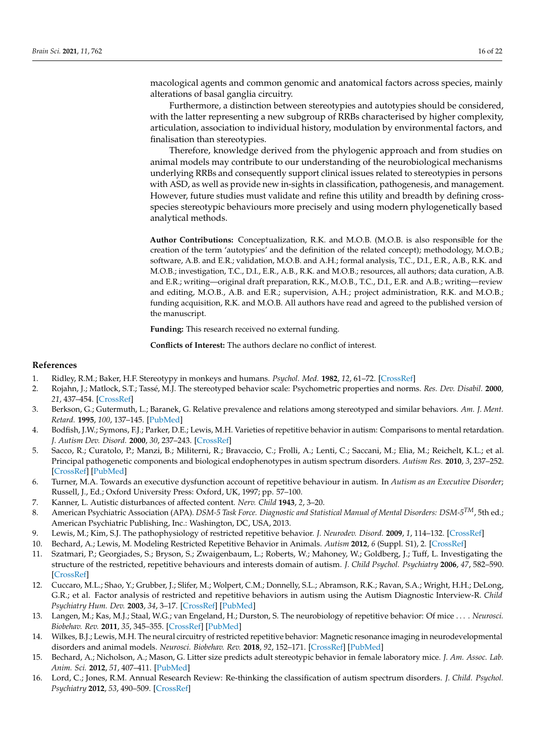macological agents and common genomic and anatomical factors across species, mainly alterations of basal ganglia circuitry.

Furthermore, a distinction between stereotypies and autotypies should be considered, with the latter representing a new subgroup of RRBs characterised by higher complexity, articulation, association to individual history, modulation by environmental factors, and finalisation than stereotypies.

Therefore, knowledge derived from the phylogenic approach and from studies on animal models may contribute to our understanding of the neurobiological mechanisms underlying RRBs and consequently support clinical issues related to stereotypies in persons with ASD, as well as provide new in-sights in classification, pathogenesis, and management. However, future studies must validate and refine this utility and breadth by defining cross-species stereotypic behaviours more precisely and using modern phylogenetically based analytical methods.

**Author Contributions:** Conceptualization, R.K. and M.O.B. (M.O.B. is also responsible for the creation of the term 'autotypies' and the definition of the related concept); methodology, M.O.B.; software, A.B. and E.R.; validation, M.O.B. and A.H.; formal analysis, T.C., D.I., E.R., A.B., R.K. and M.O.B.; investigation, T.C., D.I., E.R., A.B., R.K. and M.O.B.; resources, all authors; data curation, A.B. and E.R.; writing—original draft preparation, R.K., M.O.B., T.C., D.I., E.R. and A.B.; writing—review and editing, M.O.B., A.B. and E.R.; supervision, A.H.; project administration, R.K. and M.O.B.; funding acquisition, R.K. and M.O.B. All authors have read and agreed to the published version of the manuscript.

**Funding:** This research received no external funding.

**Conflicts of Interest:** The authors declare no conflict of interest.

## References

1. Ridley, R.M.; Baker, H.F. Stereotypy in monkeys and humans. *Psychol. Med.* **1982**, *12*, 61–72. [CrossRef]
2. Rojahn, J.; Matlock, S.T.; Tassé, M.J. The stereotyped behavior scale: Psychometric properties and norms. *Res. Dev. Disabil.* **2000**, *21*, 437–454. [CrossRef]
3. Berkson, G.; Gutermuth, L.; Baranek, G. Relative prevalence and relations among stereotyped and similar behaviors. *Am. J. Ment. Retard.* **1995**, *100*, 137–145. [PubMed]
4. Bodfish, J.W.; Symons, F.J.; Parker, D.E.; Lewis, M.H. Varieties of repetitive behavior in autism: Comparisons to mental retardation. *J. Autism Dev. Disord.* **2000**, *30*, 237–243. [CrossRef]
5. Sacco, R.; Curatolo, P.; Manzi, B.; Militerni, R.; Bravaccio, C.; Frolli, A.; Lenti, C.; Saccani, M.; Elia, M.; Reichelt, K.L.; et al. Principal pathogenetic components and biological endophenotypes in autism spectrum disorders. *Autism Res.* **2010**, *3*, 237–252. [CrossRef] [PubMed]
6. Turner, M.A. Towards an executive dysfunction account of repetitive behaviour in autism. In *Autism as an Executive Disorder*; Russell, J., Ed.; Oxford University Press: Oxford, UK, 1997; pp. 57–100.
7. Kanner, L. Autistic disturbances of affected content. *Nerv. Child* **1943**, *2*, 3–20.
8. American Psychiatric Association (APA). *DSM-5 Task Force. Diagnostic and Statistical Manual of Mental Disorders: DSM-5^TM^*, 5th ed.; American Psychiatric Publishing, Inc.: Washington, DC, USA, 2013.
9. Lewis, M.; Kim, S.J. The pathophysiology of restricted repetitive behavior. *J. Neurodev. Disord.* **2009**, *1*, 114–132. [CrossRef]
10. Bechard, A.; Lewis, M. Modeling Restricted Repetitive Behavior in Animals. *Autism* **2012**, *6* (Suppl. S1), 2. [CrossRef]
11. Szatmari, P.; Georgiades, S.; Bryson, S.; Zwaigenbaum, L.; Roberts, W.; Mahoney, W.; Goldberg, J.; Tuff, L. Investigating the structure of the restricted, repetitive behaviours and interests domain of autism. *J. Child Psychol. Psychiatry* **2006**, *47*, 582–590. [CrossRef]
12. Cuccaro, M.L.; Shao, Y.; Grubber, J.; Slifer, M.; Wolpert, C.M.; Donnelly, S.L.; Abramson, R.K.; Ravan, S.A.; Wright, H.H.; DeLong, G.R.; et al. Factor analysis of restricted and repetitive behaviors in autism using the Autism Diagnostic Interview-R. *Child Psychiatry Hum. Dev.* **2003**, *34*, 3–17. [CrossRef] [PubMed]
13. Langen, M.; Kas, M.J.; Staal, W.G.; van Engeland, H.; Durston, S. The neurobiology of repetitive behavior: Of mice . . . . *Neurosci. Biobehav. Rev.* **2011**, *35*, 345–355. [CrossRef] [PubMed]
14. Wilkes, B.J.; Lewis, M.H. The neural circuitry of restricted repetitive behavior: Magnetic resonance imaging in neurodevelopmental disorders and animal models. *Neurosci. Biobehav. Rev.* **2018**, *92*, 152–171. [CrossRef] [PubMed]
15. Bechard, A.; Nicholson, A.; Mason, G. Litter size predicts adult stereotypic behavior in female laboratory mice. *J. Am. Assoc. Lab. Anim. Sci.* **2012**, *51*, 407–411. [PubMed]
16. Lord, C.; Jones, R.M. Annual Research Review: Re-thinking the classification of autism spectrum disorders. *J. Child. Psychol. Psychiatry* **2012**, *53*, 490–509. [CrossRef]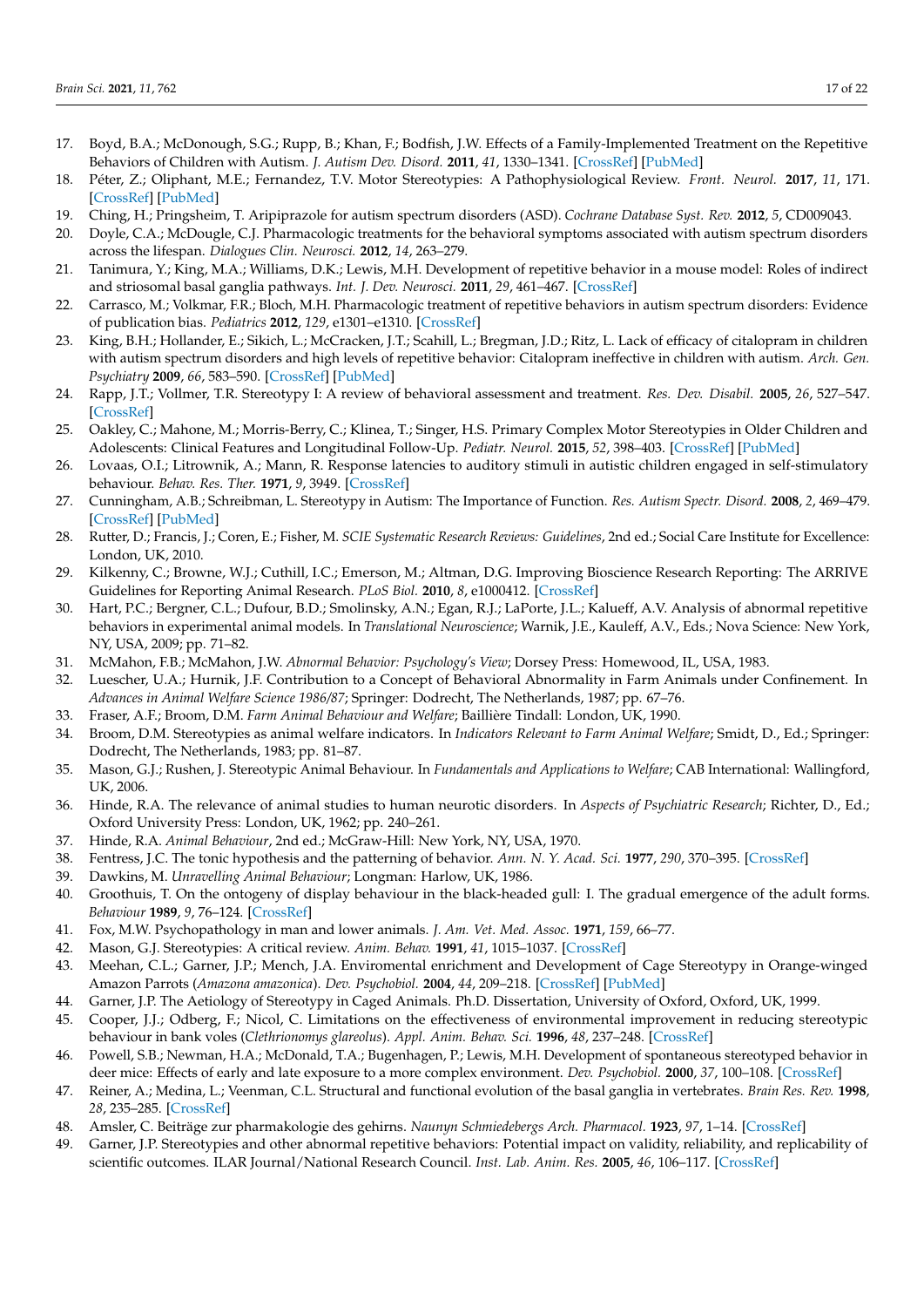17. Boyd, B.A.; McDonough, S.G.; Rupp, B.; Khan, F.; Bodfish, J.W. Effects of a Family-Implemented Treatment on the Repetitive Behaviors of Children with Autism. *J. Autism Dev. Disord.* **2011**, *41*, 1330–1341. [CrossRef] [PubMed]
18. Péter, Z.; Oliphant, M.E.; Fernandez, T.V. Motor Stereotypies: A Pathophysiological Review. *Front. Neurol.* **2017**, *11*, 171. [CrossRef] [PubMed]
19. Ching, H.; Pringsheim, T. Aripiprazole for autism spectrum disorders (ASD). *Cochrane Database Syst. Rev.* **2012**, *5*, CD009043.
20. Doyle, C.A.; McDougle, C.J. Pharmacologic treatments for the behavioral symptoms associated with autism spectrum disorders across the lifespan. *Dialogues Clin. Neurosci.* **2012**, *14*, 263–279.
21. Tanimura, Y.; King, M.A.; Williams, D.K.; Lewis, M.H. Development of repetitive behavior in a mouse model: Roles of indirect and striosomal basal ganglia pathways. *Int. J. Dev. Neurosci.* **2011**, *29*, 461–467. [CrossRef]
22. Carrasco, M.; Volkmar, F.R.; Bloch, M.H. Pharmacologic treatment of repetitive behaviors in autism spectrum disorders: Evidence of publication bias. *Pediatrics* **2012**, *129*, e1301–e1310. [CrossRef]
23. King, B.H.; Hollander, E.; Sikich, L.; McCracken, J.T.; Scahill, L.; Bregman, J.D.; Ritz, L. Lack of efficacy of citalopram in children with autism spectrum disorders and high levels of repetitive behavior: Citalopram ineffective in children with autism. *Arch. Gen. Psychiatry* **2009**, *66*, 583–590. [CrossRef] [PubMed]
24. Rapp, J.T.; Vollmer, T.R. Stereotypy I: A review of behavioral assessment and treatment. *Res. Dev. Disabil.* **2005**, *26*, 527–547. [CrossRef]
25. Oakley, C.; Mahone, M.; Morris-Berry, C.; Klinea, T.; Singer, H.S. Primary Complex Motor Stereotypies in Older Children and Adolescents: Clinical Features and Longitudinal Follow-Up. *Pediatr. Neurol.* **2015**, *52*, 398–403. [CrossRef] [PubMed]
26. Lovaas, O.I.; Litrownik, A.; Mann, R. Response latencies to auditory stimuli in autistic children engaged in self-stimulatory behaviour. *Behav. Res. Ther.* **1971**, *9*, 3949. [CrossRef]
27. Cunningham, A.B.; Schreibman, L. Stereotypy in Autism: The Importance of Function. *Res. Autism Spectr. Disord.* **2008**, *2*, 469–479. [CrossRef] [PubMed]
28. Rutter, D.; Francis, J.; Coren, E.; Fisher, M. *SCIE Systematic Research Reviews: Guidelines*, 2nd ed.; Social Care Institute for Excellence: London, UK, 2010.
29. Kilkenny, C.; Browne, W.J.; Cuthill, I.C.; Emerson, M.; Altman, D.G. Improving Bioscience Research Reporting: The ARRIVE Guidelines for Reporting Animal Research. *PLoS Biol.* **2010**, *8*, e1000412. [CrossRef]
30. Hart, P.C.; Bergner, C.L.; Dufour, B.D.; Smolinsky, A.N.; Egan, R.J.; LaPorte, J.L.; Kalueff, A.V. Analysis of abnormal repetitive behaviors in experimental animal models. In *Translational Neuroscience*; Warnik, J.E., Kauleff, A.V., Eds.; Nova Science: New York, NY, USA, 2009; pp. 71–82.
31. McMahon, F.B.; McMahon, J.W. *Abnormal Behavior: Psychology's View*; Dorsey Press: Homewood, IL, USA, 1983.
32. Luescher, U.A.; Hurnik, J.F. Contribution to a Concept of Behavioral Abnormality in Farm Animals under Confinement. In *Advances in Animal Welfare Science 1986/87*; Springer: Dodrecht, The Netherlands, 1987; pp. 67–76.
33. Fraser, A.F.; Broom, D.M. *Farm Animal Behaviour and Welfare*; Baillière Tindall: London, UK, 1990.
34. Broom, D.M. Stereotypies as animal welfare indicators. In *Indicators Relevant to Farm Animal Welfare*; Smidt, D., Ed.; Springer: Dodrecht, The Netherlands, 1983; pp. 81–87.
35. Mason, G.J.; Rushen, J. Stereotypic Animal Behaviour. In *Fundamentals and Applications to Welfare*; CAB International: Wallingford, UK, 2006.
36. Hinde, R.A. The relevance of animal studies to human neurotic disorders. In *Aspects of Psychiatric Research*; Richter, D., Ed.; Oxford University Press: London, UK, 1962; pp. 240–261.
37. Hinde, R.A. *Animal Behaviour*, 2nd ed.; McGraw-Hill: New York, NY, USA, 1970.
38. Fentress, J.C. The tonic hypothesis and the patterning of behavior. *Ann. N. Y. Acad. Sci.* **1977**, *290*, 370–395. [CrossRef]
39. Dawkins, M. *Unravelling Animal Behaviour*; Longman: Harlow, UK, 1986.
40. Groothuis, T. On the ontogeny of display behaviour in the black-headed gull: I. The gradual emergence of the adult forms. *Behaviour* **1989**, *9*, 76–124. [CrossRef]
41. Fox, M.W. Psychopathology in man and lower animals. *J. Am. Vet. Med. Assoc.* **1971**, *159*, 66–77.
42. Mason, G.J. Stereotypies: A critical review. *Anim. Behav.* **1991**, *41*, 1015–1037. [CrossRef]
43. Meehan, C.L.; Garner, J.P.; Mench, J.A. Enviromental enrichment and Development of Cage Stereotypy in Orange-winged Amazon Parrots (*Amazona amazonica*). *Dev. Psychobiol.* **2004**, *44*, 209–218. [CrossRef] [PubMed]
44. Garner, J.P. The Aetiology of Stereotypy in Caged Animals. Ph.D. Dissertation, University of Oxford, Oxford, UK, 1999.
45. Cooper, J.J.; Odberg, F.; Nicol, C. Limitations on the effectiveness of environmental improvement in reducing stereotypic behaviour in bank voles (*Clethrionomys glareolus*). *Appl. Anim. Behav. Sci.* **1996**, *48*, 237–248. [CrossRef]
46. Powell, S.B.; Newman, H.A.; McDonald, T.A.; Bugenhagen, P.; Lewis, M.H. Development of spontaneous stereotyped behavior in deer mice: Effects of early and late exposure to a more complex environment. *Dev. Psychobiol.* **2000**, *37*, 100–108. [CrossRef]
47. Reiner, A.; Medina, L.; Veenman, C.L. Structural and functional evolution of the basal ganglia in vertebrates. *Brain Res. Rev.* **1998**, *28*, 235–285. [CrossRef]
48. Amsler, C. Beiträge zur pharmakologie des gehirns. *Naunyn Schmiedebergs Arch. Pharmacol.* **1923**, *97*, 1–14. [CrossRef]
49. Garner, J.P. Stereotypies and other abnormal repetitive behaviors: Potential impact on validity, reliability, and replicability of scientific outcomes. ILAR Journal/National Research Council. *Inst. Lab. Anim. Res.* **2005**, *46*, 106–117. [CrossRef]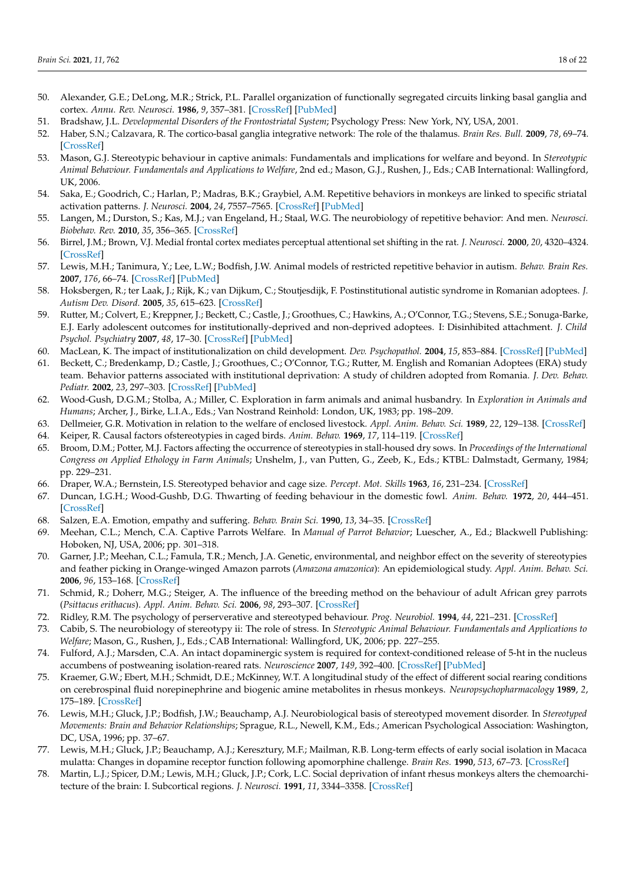50. Alexander, G.E.; DeLong, M.R.; Strick, P.L. Parallel organization of functionally segregated circuits linking basal ganglia and cortex. *Annu. Rev. Neurosci.* **1986**, *9*, 357–381. [CrossRef] [PubMed]
51. Bradshaw, J.L. *Developmental Disorders of the Frontostriatal System*; Psychology Press: New York, NY, USA, 2001.
52. Haber, S.N.; Calzavara, R. The cortico-basal ganglia integrative network: The role of the thalamus. *Brain Res. Bull.* **2009**, *78*, 69–74. [CrossRef]
53. Mason, G.J. Stereotypic behaviour in captive animals: Fundamentals and implications for welfare and beyond. In *Stereotypic Animal Behaviour. Fundamentals and Applications to Welfare*, 2nd ed.; Mason, G.J., Rushen, J., Eds.; CAB International: Wallingford, UK, 2006.
54. Saka, E.; Goodrich, C.; Harlan, P.; Madras, B.K.; Graybiel, A.M. Repetitive behaviors in monkeys are linked to specific striatal activation patterns. *J. Neurosci.* **2004**, *24*, 7557–7565. [CrossRef] [PubMed]
55. Langen, M.; Durston, S.; Kas, M.J.; van Engeland, H.; Staal, W.G. The neurobiology of repetitive behavior: And men. *Neurosci. Biobehav. Rev.* **2010**, *35*, 356–365. [CrossRef]
56. Birrel, J.M.; Brown, V.J. Medial frontal cortex mediates perceptual attentional set shifting in the rat. *J. Neurosci.* **2000**, *20*, 4320–4324. [CrossRef]
57. Lewis, M.H.; Tanimura, Y.; Lee, L.W.; Bodfish, J.W. Animal models of restricted repetitive behavior in autism. *Behav. Brain Res.* **2007**, *176*, 66–74. [CrossRef] [PubMed]
58. Hoksbergen, R.; ter Laak, J.; Rijk, K.; van Dijkum, C.; Stoutjesdijk, F. Postinstitutional autistic syndrome in Romanian adoptees. *J. Autism Dev. Disord.* **2005**, *35*, 615–623. [CrossRef]
59. Rutter, M.; Colvert, E.; Kreppner, J.; Beckett, C.; Castle, J.; Groothues, C.; Hawkins, A.; O'Connor, T.G.; Stevens, S.E.; Sonuga-Barke, E.J. Early adolescent outcomes for institutionally-deprived and non-deprived adoptees. I: Disinhibited attachment. *J. Child Psychol. Psychiatry* **2007**, *48*, 17–30. [CrossRef] [PubMed]
60. MacLean, K. The impact of institutionalization on child development. *Dev. Psychopathol.* **2004**, *15*, 853–884. [CrossRef] [PubMed]
61. Beckett, C.; Bredenkamp, D.; Castle, J.; Groothues, C.; O'Connor, T.G.; Rutter, M. English and Romanian Adoptees (ERA) study team. Behavior patterns associated with institutional deprivation: A study of children adopted from Romania. *J. Dev. Behav. Pediatr.* **2002**, *23*, 297–303. [CrossRef] [PubMed]
62. Wood-Gush, D.G.M.; Stolba, A.; Miller, C. Exploration in farm animals and animal husbandry. In *Exploration in Animals and Humans*; Archer, J., Birke, L.I.A., Eds.; Van Nostrand Reinhold: London, UK, 1983; pp. 198–209.
63. Dellmeier, G.R. Motivation in relation to the welfare of enclosed livestock. *Appl. Anim. Behav. Sci.* **1989**, *22*, 129–138. [CrossRef]
64. Keiper, R. Causal factors ofstereotypies in caged birds. *Anim. Behav.* **1969**, *17*, 114–119. [CrossRef]
65. Broom, D.M.; Potter, M.J. Factors affecting the occurrence of stereotypies in stall-housed dry sows. In *Proceedings of the International Congress on Applied Ethology in Farm Animals*; Unshelm, J., van Putten, G., Zeeb, K., Eds.; KTBL: Dalmstadt, Germany, 1984; pp. 229–231.
66. Draper, W.A.; Bernstein, I.S. Stereotyped behavior and cage size. *Percept. Mot. Skills* **1963**, *16*, 231–234. [CrossRef]
67. Duncan, I.G.H.; Wood-Gushb, D.G. Thwarting of feeding behaviour in the domestic fowl. *Anim. Behav.* **1972**, *20*, 444–451. [CrossRef]
68. Salzen, E.A. Emotion, empathy and suffering. *Behav. Brain Sci.* **1990**, *13*, 34–35. [CrossRef]
69. Meehan, C.L.; Mench, C.A. Captive Parrots Welfare. In *Manual of Parrot Behavior*; Luescher, A., Ed.; Blackwell Publishing: Hoboken, NJ, USA, 2006; pp. 301–318.
70. Garner, J.P.; Meehan, C.L.; Famula, T.R.; Mench, J.A. Genetic, environmental, and neighbor effect on the severity of stereotypies and feather picking in Orange-winged Amazon parrots (*Amazona amazonica*): An epidemiological study. *Appl. Anim. Behav. Sci.* **2006**, *96*, 153–168. [CrossRef]
71. Schmid, R.; Doherr, M.G.; Steiger, A. The influence of the breeding method on the behaviour of adult African grey parrots (*Psittacus erithacus*). *Appl. Anim. Behav. Sci.* **2006**, *98*, 293–307. [CrossRef]
72. Ridley, R.M. The psychology of perserverative and stereotyped behaviour. *Prog. Neurobiol.* **1994**, *44*, 221–231. [CrossRef]
73. Cabib, S. The neurobiology of stereotypy ii: The role of stress. In *Stereotypic Animal Behaviour. Fundamentals and Applications to Welfare*; Mason, G., Rushen, J., Eds.; CAB International: Wallingford, UK, 2006; pp. 227–255.
74. Fulford, A.J.; Marsden, C.A. An intact dopaminergic system is required for context-conditioned release of 5-ht in the nucleus accumbens of postweaning isolation-reared rats. *Neuroscience* **2007**, *149*, 392–400. [CrossRef] [PubMed]
75. Kraemer, G.W.; Ebert, M.H.; Schmidt, D.E.; McKinney, W.T. A longitudinal study of the effect of different social rearing conditions on cerebrospinal fluid norepinephrine and biogenic amine metabolites in rhesus monkeys. *Neuropsychopharmacology* **1989**, *2*, 175–189. [CrossRef]
76. Lewis, M.H.; Gluck, J.P.; Bodfish, J.W.; Beauchamp, A.J. Neurobiological basis of stereotyped movement disorder. In *Stereotyped Movements: Brain and Behavior Relationships*; Sprague, R.L., Newell, K.M., Eds.; American Psychological Association: Washington, DC, USA, 1996; pp. 37–67.
77. Lewis, M.H.; Gluck, J.P.; Beauchamp, A.J.; Keresztury, M.F.; Mailman, R.B. Long-term effects of early social isolation in Macaca mulatta: Changes in dopamine receptor function following apomorphine challenge. *Brain Res.* **1990**, *513*, 67–73. [CrossRef]
78. Martin, L.J.; Spicer, D.M.; Lewis, M.H.; Gluck, J.P.; Cork, L.C. Social deprivation of infant rhesus monkeys alters the chemoarchitecture of the brain: I. Subcortical regions. *J. Neurosci.* **1991**, *11*, 3344–3358. [CrossRef]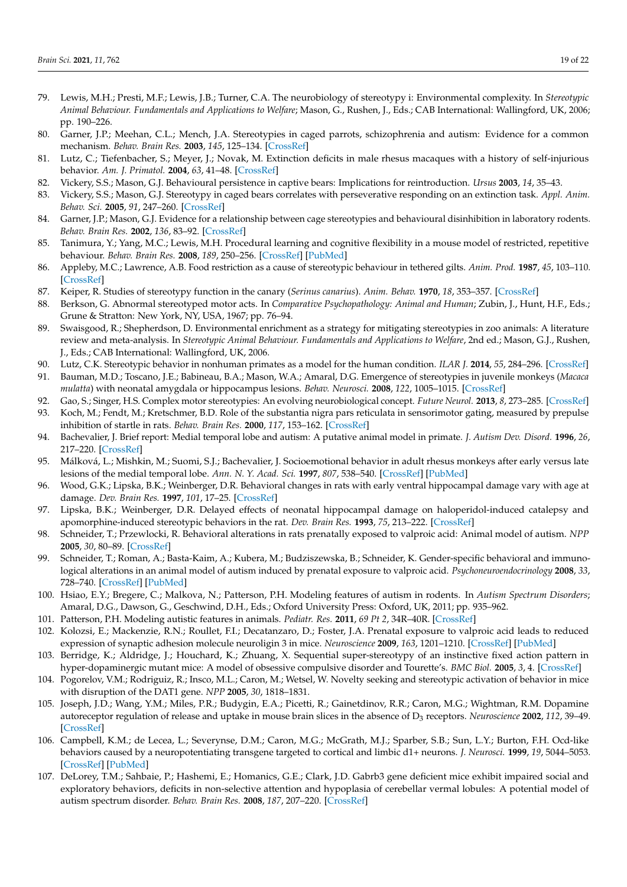79. Lewis, M.H.; Presti, M.F.; Lewis, J.B.; Turner, C.A. The neurobiology of stereotypy i: Environmental complexity. In *Stereotypic Animal Behaviour. Fundamentals and Applications to Welfare*; Mason, G., Rushen, J., Eds.; CAB International: Wallingford, UK, 2006; pp. 190–226.
80. Garner, J.P.; Meehan, C.L.; Mench, J.A. Stereotypies in caged parrots, schizophrenia and autism: Evidence for a common mechanism. *Behav. Brain Res.* **2003**, *145*, 125–134. [CrossRef]
81. Lutz, C.; Tiefenbacher, S.; Meyer, J.; Novak, M. Extinction deficits in male rhesus macaques with a history of self-injurious behavior. *Am. J. Primatol.* **2004**, *63*, 41–48. [CrossRef]
82. Vickery, S.S.; Mason, G.J. Behavioural persistence in captive bears: Implications for reintroduction. *Ursus* **2003**, *14*, 35–43.
83. Vickery, S.S.; Mason, G.J. Stereotypy in caged bears correlates with perseverative responding on an extinction task. *Appl. Anim. Behav. Sci.* **2005**, *91*, 247–260. [CrossRef]
84. Garner, J.P.; Mason, G.J. Evidence for a relationship between cage stereotypies and behavioural disinhibition in laboratory rodents. *Behav. Brain Res.* **2002**, *136*, 83–92. [CrossRef]
85. Tanimura, Y.; Yang, M.C.; Lewis, M.H. Procedural learning and cognitive flexibility in a mouse model of restricted, repetitive behaviour. *Behav. Brain Res.* **2008**, *189*, 250–256. [CrossRef] [PubMed]
86. Appleby, M.C.; Lawrence, A.B. Food restriction as a cause of stereotypic behaviour in tethered gilts. *Anim. Prod.* **1987**, *45*, 103–110. [CrossRef]
87. Keiper, R. Studies of stereotypy function in the canary (*Serinus canarius*). *Anim. Behav.* **1970**, *18*, 353–357. [CrossRef]
88. Berkson, G. Abnormal stereotyped motor acts. In *Comparative Psychopathology: Animal and Human*; Zubin, J., Hunt, H.F., Eds.; Grune & Stratton: New York, NY, USA, 1967; pp. 76–94.
89. Swaisgood, R.; Shepherdson, D. Environmental enrichment as a strategy for mitigating stereotypies in zoo animals: A literature review and meta-analysis. In *Stereotypic Animal Behaviour. Fundamentals and Applications to Welfare*, 2nd ed.; Mason, G.J., Rushen, J., Eds.; CAB International: Wallingford, UK, 2006.
90. Lutz, C.K. Stereotypic behavior in nonhuman primates as a model for the human condition. *ILAR J.* **2014**, *55*, 284–296. [CrossRef]
91. Bauman, M.D.; Toscano, J.E.; Babineau, B.A.; Mason, W.A.; Amaral, D.G. Emergence of stereotypies in juvenile monkeys (*Macaca mulatta*) with neonatal amygdala or hippocampus lesions. *Behav. Neurosci.* **2008**, *122*, 1005–1015. [CrossRef]
92. Gao, S.; Singer, H.S. Complex motor stereotypies: An evolving neurobiological concept. *Future Neurol.* **2013**, *8*, 273–285. [CrossRef]
93. Koch, M.; Fendt, M.; Kretschmer, B.D. Role of the substantia nigra pars reticulata in sensorimotor gating, measured by prepulse inhibition of startle in rats. *Behav. Brain Res.* **2000**, *117*, 153–162. [CrossRef]
94. Bachevalier, J. Brief report: Medial temporal lobe and autism: A putative animal model in primate. *J. Autism Dev. Disord.* **1996**, *26*, 217–220. [CrossRef]
95. Málková, L.; Mishkin, M.; Suomi, S.J.; Bachevalier, J. Socioemotional behavior in adult rhesus monkeys after early versus late lesions of the medial temporal lobe. *Ann. N. Y. Acad. Sci.* **1997**, *807*, 538–540. [CrossRef] [PubMed]
96. Wood, G.K.; Lipska, B.K.; Weinberger, D.R. Behavioral changes in rats with early ventral hippocampal damage vary with age at damage. *Dev. Brain Res.* **1997**, *101*, 17–25. [CrossRef]
97. Lipska, B.K.; Weinberger, D.R. Delayed effects of neonatal hippocampal damage on haloperidol-induced catalepsy and apomorphine-induced stereotypic behaviors in the rat. *Dev. Brain Res.* **1993**, *75*, 213–222. [CrossRef]
98. Schneider, T.; Przewlocki, R. Behavioral alterations in rats prenatally exposed to valproic acid: Animal model of autism. *NPP* **2005**, *30*, 80–89. [CrossRef]
99. Schneider, T.; Roman, A.; Basta-Kaim, A.; Kubera, M.; Budziszewska, B.; Schneider, K. Gender-specific behavioral and immunological alterations in an animal model of autism induced by prenatal exposure to valproic acid. *Psychoneuroendocrinology* **2008**, *33*, 728–740. [CrossRef] [PubMed]
100. Hsiao, E.Y.; Bregere, C.; Malkova, N.; Patterson, P.H. Modeling features of autism in rodents. In *Autism Spectrum Disorders*; Amaral, D.G., Dawson, G., Geschwind, D.H., Eds.; Oxford University Press: Oxford, UK, 2011; pp. 935–962.
101. Patterson, P.H. Modeling autistic features in animals. *Pediatr. Res.* **2011**, *69 Pt 2*, 34R–40R. [CrossRef]
102. Kolozsi, E.; Mackenzie, R.N.; Roullet, F.I.; Decatanzaro, D.; Foster, J.A. Prenatal exposure to valproic acid leads to reduced expression of synaptic adhesion molecule neuroligin 3 in mice. *Neuroscience* **2009**, *163*, 1201–1210. [CrossRef] [PubMed]
103. Berridge, K.; Aldridge, J.; Houchard, K.; Zhuang, X. Sequential super-stereotypy of an instinctive fixed action pattern in hyper-dopaminergic mutant mice: A model of obsessive compulsive disorder and Tourette's. *BMC Biol.* **2005**, *3*, 4. [CrossRef]
104. Pogorelov, V.M.; Rodriguiz, R.; Insco, M.L.; Caron, M.; Wetsel, W. Novelty seeking and stereotypic activation of behavior in mice with disruption of the DAT1 gene. *NPP* **2005**, *30*, 1818–1831.
105. Joseph, J.D.; Wang, Y.M.; Miles, P.R.; Budygin, E.A.; Picetti, R.; Gainetdinov, R.R.; Caron, M.G.; Wightman, R.M. Dopamine autoreceptor regulation of release and uptake in mouse brain slices in the absence of $D_3$ receptors. *Neuroscience* **2002**, *112*, 39–49. [CrossRef]
106. Campbell, K.M.; de Lecea, L.; Severynse, D.M.; Caron, M.G.; McGrath, M.J.; Sparber, S.B.; Sun, L.Y.; Burton, F.H. Ocd-like behaviors caused by a neuropotentiating transgene targeted to cortical and limbic d1+ neurons. *J. Neurosci.* **1999**, *19*, 5044–5053. [CrossRef] [PubMed]
107. DeLorey, T.M.; Sahbaie, P.; Hashemi, E.; Homanics, G.E.; Clark, J.D. Gabrb3 gene deficient mice exhibit impaired social and exploratory behaviors, deficits in non-selective attention and hypoplasia of cerebellar vermal lobules: A potential model of autism spectrum disorder. *Behav. Brain Res.* **2008**, *187*, 207–220. [CrossRef]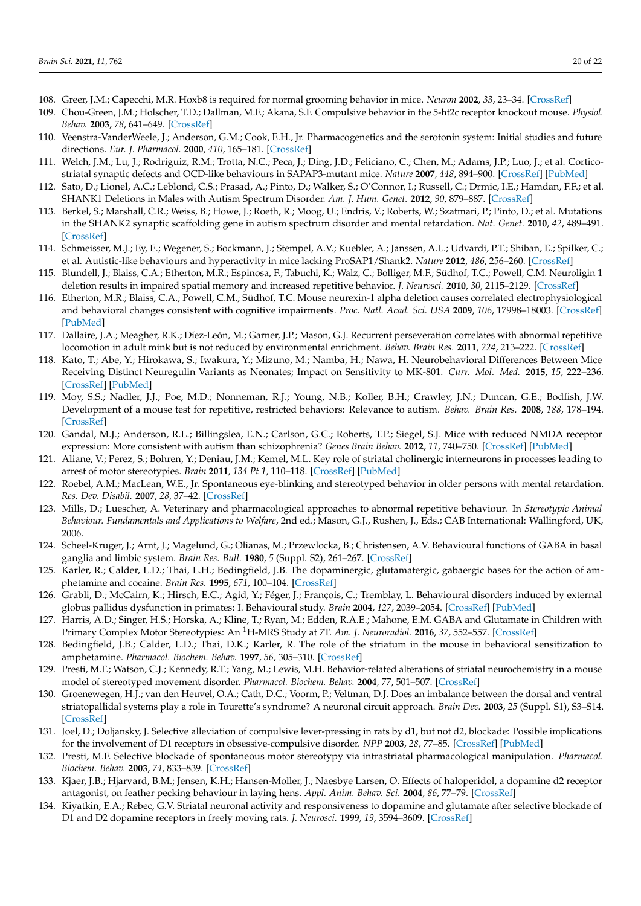108. Greer, J.M.; Capecchi, M.R. Hoxb8 is required for normal grooming behavior in mice. *Neuron* **2002**, *33*, 23–34. [CrossRef]
109. Chou-Green, J.M.; Holscher, T.D.; Dallman, M.F.; Akana, S.F. Compulsive behavior in the 5-ht2c receptor knockout mouse. *Physiol. Behav.* **2003**, *78*, 641–649. [CrossRef]
110. Veenstra-VanderWeele, J.; Anderson, G.M.; Cook, E.H., Jr. Pharmacogenetics and the serotonin system: Initial studies and future directions. *Eur. J. Pharmacol.* **2000**, *410*, 165–181. [CrossRef]
111. Welch, J.M.; Lu, J.; Rodriguiz, R.M.; Trotta, N.C.; Peca, J.; Ding, J.D.; Feliciano, C.; Chen, M.; Adams, J.P.; Luo, J.; et al. Cortico-striatal synaptic defects and OCD-like behaviours in SAPAP3-mutant mice. *Nature* **2007**, *448*, 894–900. [CrossRef] [PubMed]
112. Sato, D.; Lionel, A.C.; Leblond, C.S.; Prasad, A.; Pinto, D.; Walker, S.; O'Connor, I.; Russell, C.; Drmic, I.E.; Hamdan, F.F.; et al. SHANK1 Deletions in Males with Autism Spectrum Disorder. *Am. J. Hum. Genet.* **2012**, *90*, 879–887. [CrossRef]
113. Berkel, S.; Marshall, C.R.; Weiss, B.; Howe, J.; Roeth, R.; Moog, U.; Endris, V.; Roberts, W.; Szatmari, P.; Pinto, D.; et al. Mutations in the SHANK2 synaptic scaffolding gene in autism spectrum disorder and mental retardation. *Nat. Genet.* **2010**, *42*, 489–491. [CrossRef]
114. Schmeisser, M.J.; Ey, E.; Wegener, S.; Bockmann, J.; Stempel, A.V.; Kuebler, A.; Janssen, A.L.; Udvardi, P.T.; Shiban, E.; Spilker, C.; et al. Autistic-like behaviours and hyperactivity in mice lacking ProSAP1/Shank2. *Nature* **2012**, *486*, 256–260. [CrossRef]
115. Blundell, J.; Blaiss, C.A.; Etherton, M.R.; Espinosa, F.; Tabuchi, K.; Walz, C.; Bolliger, M.F.; Südhof, T.C.; Powell, C.M. Neuroligin 1 deletion results in impaired spatial memory and increased repetitive behavior. *J. Neurosci.* **2010**, *30*, 2115–2129. [CrossRef]
116. Etherton, M.R.; Blaiss, C.A.; Powell, C.M.; Südhof, T.C. Mouse neurexin-1 alpha deletion causes correlated electrophysiological and behavioral changes consistent with cognitive impairments. *Proc. Natl. Acad. Sci. USA* **2009**, *106*, 17998–18003. [CrossRef] [PubMed]
117. Dallaire, J.A.; Meagher, R.K.; Díez-León, M.; Garner, J.P.; Mason, G.J. Recurrent perseveration correlates with abnormal repetitive locomotion in adult mink but is not reduced by environmental enrichment. *Behav. Brain Res.* **2011**, *224*, 213–222. [CrossRef]
118. Kato, T.; Abe, Y.; Hirokawa, S.; Iwakura, Y.; Mizuno, M.; Namba, H.; Nawa, H. Neurobehavioral Differences Between Mice Receiving Distinct Neuregulin Variants as Neonates; Impact on Sensitivity to MK-801. *Curr. Mol. Med.* **2015**, *15*, 222–236. [CrossRef] [PubMed]
119. Moy, S.S.; Nadler, J.J.; Poe, M.D.; Nonneman, R.J.; Young, N.B.; Koller, B.H.; Crawley, J.N.; Duncan, G.E.; Bodfish, J.W. Development of a mouse test for repetitive, restricted behaviors: Relevance to autism. *Behav. Brain Res.* **2008**, *188*, 178–194. [CrossRef]
120. Gandal, M.J.; Anderson, R.L.; Billingslea, E.N.; Carlson, G.C.; Roberts, T.P.; Siegel, S.J. Mice with reduced NMDA receptor expression: More consistent with autism than schizophrenia? *Genes Brain Behav.* **2012**, *11*, 740–750. [CrossRef] [PubMed]
121. Aliane, V.; Perez, S.; Bohren, Y.; Deniau, J.M.; Kemel, M.L. Key role of striatal cholinergic interneurons in processes leading to arrest of motor stereotypies. *Brain* **2011**, *134 Pt 1*, 110–118. [CrossRef] [PubMed]
122. Roebel, A.M.; MacLean, W.E., Jr. Spontaneous eye-blinking and stereotyped behavior in older persons with mental retardation. *Res. Dev. Disabil.* **2007**, *28*, 37–42. [CrossRef]
123. Mills, D.; Luescher, A. Veterinary and pharmacological approaches to abnormal repetitive behaviour. In *Stereotypic Animal Behaviour. Fundamentals and Applications to Welfare*, 2nd ed.; Mason, G.J., Rushen, J., Eds.; CAB International: Wallingford, UK, 2006.
124. Scheel-Kruger, J.; Arnt, J.; Magelund, G.; Olianas, M.; Przewlocka, B.; Christensen, A.V. Behavioural functions of GABA in basal ganglia and limbic system. *Brain Res. Bull.* **1980**, *5* (Suppl. S2), 261–267. [CrossRef]
125. Karler, R.; Calder, L.D.; Thai, L.H.; Bedingfield, J.B. The dopaminergic, glutamatergic, gabaergic bases for the action of amphetamine and cocaine. *Brain Res.* **1995**, *671*, 100–104. [CrossRef]
126. Grabli, D.; McCairn, K.; Hirsch, E.C.; Agid, Y.; Féger, J.; François, C.; Tremblay, L. Behavioural disorders induced by external globus pallidus dysfunction in primates: I. Behavioural study. *Brain* **2004**, *127*, 2039–2054. [CrossRef] [PubMed]
127. Harris, A.D.; Singer, H.S.; Horska, A.; Kline, T.; Ryan, M.; Edden, R.A.E.; Mahone, E.M. GABA and Glutamate in Children with Primary Complex Motor Stereotypies: An $^{1}$H-MRS Study at 7T. *Am. J. Neuroradiol.* **2016**, *37*, 552–557. [CrossRef]
128. Bedingfield, J.B.; Calder, L.D.; Thai, D.K.; Karler, R. The role of the striatum in the mouse in behavioral sensitization to amphetamine. *Pharmacol. Biochem. Behav.* **1997**, *56*, 305–310. [CrossRef]
129. Presti, M.F.; Watson, C.J.; Kennedy, R.T.; Yang, M.; Lewis, M.H. Behavior-related alterations of striatal neurochemistry in a mouse model of stereotyped movement disorder. *Pharmacol. Biochem. Behav.* **2004**, *77*, 501–507. [CrossRef]
130. Groenewegen, H.J.; van den Heuvel, O.A.; Cath, D.C.; Voorm, P.; Veltman, D.J. Does an imbalance between the dorsal and ventral striatopallidal systems play a role in Tourette's syndrome? A neuronal circuit approach. *Brain Dev.* **2003**, *25* (Suppl. S1), S3–S14. [CrossRef]
131. Joel, D.; Doljansky, J. Selective alleviation of compulsive lever-pressing in rats by d1, but not d2, blockade: Possible implications for the involvement of D1 receptors in obsessive-compulsive disorder. *NPP* **2003**, *28*, 77–85. [CrossRef] [PubMed]
132. Presti, M.F. Selective blockade of spontaneous motor stereotypy via intrastriatal pharmacological manipulation. *Pharmacol. Biochem. Behav.* **2003**, *74*, 833–839. [CrossRef]
133. Kjaer, J.B.; Hjarvard, B.M.; Jensen, K.H.; Hansen-Moller, J.; Naesbye Larsen, O. Effects of haloperidol, a dopamine d2 receptor antagonist, on feather pecking behaviour in laying hens. *Appl. Anim. Behav. Sci.* **2004**, *86*, 77–79. [CrossRef]
134. Kiyatkin, E.A.; Rebec, G.V. Striatal neuronal activity and responsiveness to dopamine and glutamate after selective blockade of D1 and D2 dopamine receptors in freely moving rats. *J. Neurosci.* **1999**, *19*, 3594–3609. [CrossRef]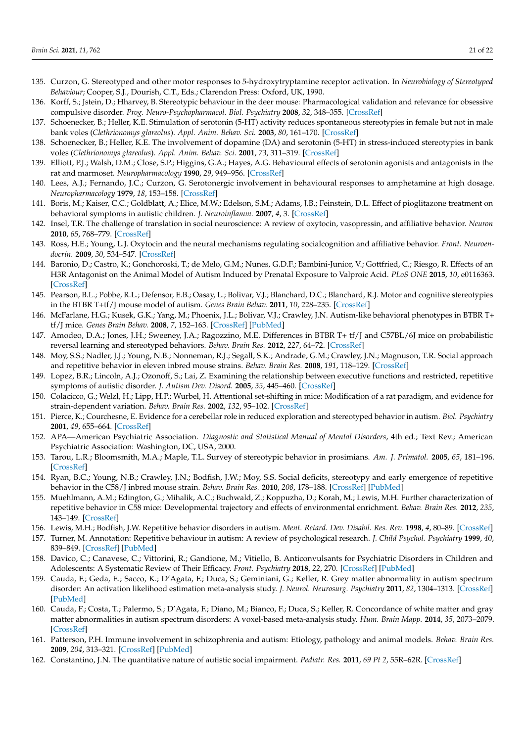135. Curzon, G. Stereotyped and other motor responses to 5-hydroxytryptamine receptor activation. In *Neurobiology of Stereotyped Behaviour*; Cooper, S.J., Dourish, C.T., Eds.; Clarendon Press: Oxford, UK, 1990.
136. Korff, S.; Jstein, D.; Hharvey, B. Stereotypic behaviour in the deer mouse: Pharmacological validation and relevance for obsessive compulsive disorder. *Prog. Neuro-Psychopharmacol. Biol. Psychiatry* **2008**, *32*, 348–355. [CrossRef]
137. Schoenecker, B.; Heller, K.E. Stimulation of serotonin (5-HT) activity reduces spontaneous stereotypies in female but not in male bank voles (*Clethrionomys glareolus*). *Appl. Anim. Behav. Sci.* **2003**, *80*, 161–170. [CrossRef]
138. Schoenecker, B.; Heller, K.E. The involvement of dopamine (DA) and serotonin (5-HT) in stress-induced stereotypies in bank voles (*Clethrionomys glareolus*). *Appl. Anim. Behav. Sci.* **2001**, *73*, 311–319. [CrossRef]
139. Elliott, P.J.; Walsh, D.M.; Close, S.P.; Higgins, G.A.; Hayes, A.G. Behavioural effects of serotonin agonists and antagonists in the rat and marmoset. *Neuropharmacology* **1990**, *29*, 949–956. [CrossRef]
140. Lees, A.J.; Fernando, J.C.; Curzon, G. Serotonergic involvement in behavioural responses to amphetamine at high dosage. *Neuropharmacology* **1979**, *18*, 153–158. [CrossRef]
141. Boris, M.; Kaiser, C.C.; Goldblatt, A.; Elice, M.W.; Edelson, S.M.; Adams, J.B.; Feinstein, D.L. Effect of pioglitazone treatment on behavioral symptoms in autistic children. *J. Neuroinflamm.* **2007**, *4*, 3. [CrossRef]
142. Insel, T.R. The challenge of translation in social neuroscience: A review of oxytocin, vasopressin, and affiliative behavior. *Neuron* **2010**, *65*, 768–779. [CrossRef]
143. Ross, H.E.; Young, L.J. Oxytocin and the neural mechanisms regulating socialcognition and affiliative behavior. *Front. Neuroendocrin.* **2009**, *30*, 534–547. [CrossRef]
144. Baronio, D.; Castro, K.; Gonchoroski, T.; de Melo, G.M.; Nunes, G.D.F.; Bambini-Junior, V.; Gottfried, C.; Riesgo, R. Effects of an H3R Antagonist on the Animal Model of Autism Induced by Prenatal Exposure to Valproic Acid. *PLoS ONE* **2015**, *10*, e0116363. [CrossRef]
145. Pearson, B.L.; Pobbe, R.L.; Defensor, E.B.; Oasay, L.; Bolivar, V.J.; Blanchard, D.C.; Blanchard, R.J. Motor and cognitive stereotypies in the BTBR T+tf/J mouse model of autism. *Genes Brain Behav.* **2011**, *10*, 228–235. [CrossRef]
146. McFarlane, H.G.; Kusek, G.K.; Yang, M.; Phoenix, J.L.; Bolivar, V.J.; Crawley, J.N. Autism-like behavioral phenotypes in BTBR T+ tf/J mice. *Genes Brain Behav.* **2008**, *7*, 152–163. [CrossRef] [PubMed]
147. Amodeo, D.A.; Jones, J.H.; Sweeney, J.A.; Ragozzino, M.E. Differences in BTBR T+ tf/J and C57BL/6J mice on probabilistic reversal learning and stereotyped behaviors. *Behav. Brain Res.* **2012**, *227*, 64–72. [CrossRef]
148. Moy, S.S.; Nadler, J.J.; Young, N.B.; Nonneman, R.J.; Segall, S.K.; Andrade, G.M.; Crawley, J.N.; Magnuson, T.R. Social approach and repetitive behavior in eleven inbred mouse strains. *Behav. Brain Res.* **2008**, *191*, 118–129. [CrossRef]
149. Lopez, B.R.; Lincoln, A.J.; Ozonoff, S.; Lai, Z. Examining the relationship between executive functions and restricted, repetitive symptoms of autistic disorder. *J. Autism Dev. Disord.* **2005**, *35*, 445–460. [CrossRef]
150. Colacicco, G.; Welzl, H.; Lipp, H.P.; Wurbel, H. Attentional set-shifting in mice: Modification of a rat paradigm, and evidence for strain-dependent variation. *Behav. Brain Res.* **2002**, *132*, 95–102. [CrossRef]
151. Pierce, K.; Courchesne, E. Evidence for a cerebellar role in reduced exploration and stereotyped behavior in autism. *Biol. Psychiatry* **2001**, *49*, 655–664. [CrossRef]
152. APA—American Psychiatric Association. *Diagnostic and Statistical Manual of Mental Disorders*, 4th ed.; Text Rev.; American Psychiatric Association: Washington, DC, USA, 2000.
153. Tarou, L.R.; Bloomsmith, M.A.; Maple, T.L. Survey of stereotypic behavior in prosimians. *Am. J. Primatol.* **2005**, *65*, 181–196. [CrossRef]
154. Ryan, B.C.; Young, N.B.; Crawley, J.N.; Bodfish, J.W.; Moy, S.S. Social deficits, stereotypy and early emergence of repetitive behavior in the C58/J inbred mouse strain. *Behav. Brain Res.* **2010**, *208*, 178–188. [CrossRef] [PubMed]
155. Muehlmann, A.M.; Edington, G.; Mihalik, A.C.; Buchwald, Z.; Koppuzha, D.; Korah, M.; Lewis, M.H. Further characterization of repetitive behavior in C58 mice: Developmental trajectory and effects of environmental enrichment. *Behav. Brain Res.* **2012**, *235*, 143–149. [CrossRef]
156. Lewis, M.H.; Bodfish, J.W. Repetitive behavior disorders in autism. *Ment. Retard. Dev. Disabil. Res. Rev.* **1998**, *4*, 80–89. [CrossRef]
157. Turner, M. Annotation: Repetitive behaviour in autism: A review of psychological research. *J. Child Psychol. Psychiatry* **1999**, *40*, 839–849. [CrossRef] [PubMed]
158. Davico, C.; Canavese, C.; Vittorini, R.; Gandione, M.; Vitiello, B. Anticonvulsants for Psychiatric Disorders in Children and Adolescents: A Systematic Review of Their Efficacy. *Front. Psychiatry* **2018**, *22*, 270. [CrossRef] [PubMed]
159. Cauda, F.; Geda, E.; Sacco, K.; D'Agata, F.; Duca, S.; Geminiani, G.; Keller, R. Grey matter abnormality in autism spectrum disorder: An activation likelihood estimation meta-analysis study. *J. Neurol. Neurosurg. Psychiatry* **2011**, *82*, 1304–1313. [CrossRef] [PubMed]
160. Cauda, F.; Costa, T.; Palermo, S.; D'Agata, F.; Diano, M.; Bianco, F.; Duca, S.; Keller, R. Concordance of white matter and gray matter abnormalities in autism spectrum disorders: A voxel-based meta-analysis study. *Hum. Brain Mapp.* **2014**, *35*, 2073–2079. [CrossRef]
161. Patterson, P.H. Immune involvement in schizophrenia and autism: Etiology, pathology and animal models. *Behav. Brain Res.* **2009**, *204*, 313–321. [CrossRef] [PubMed]
162. Constantino, J.N. The quantitative nature of autistic social impairment. *Pediatr. Res.* **2011**, *69 Pt 2*, 55R–62R. [CrossRef]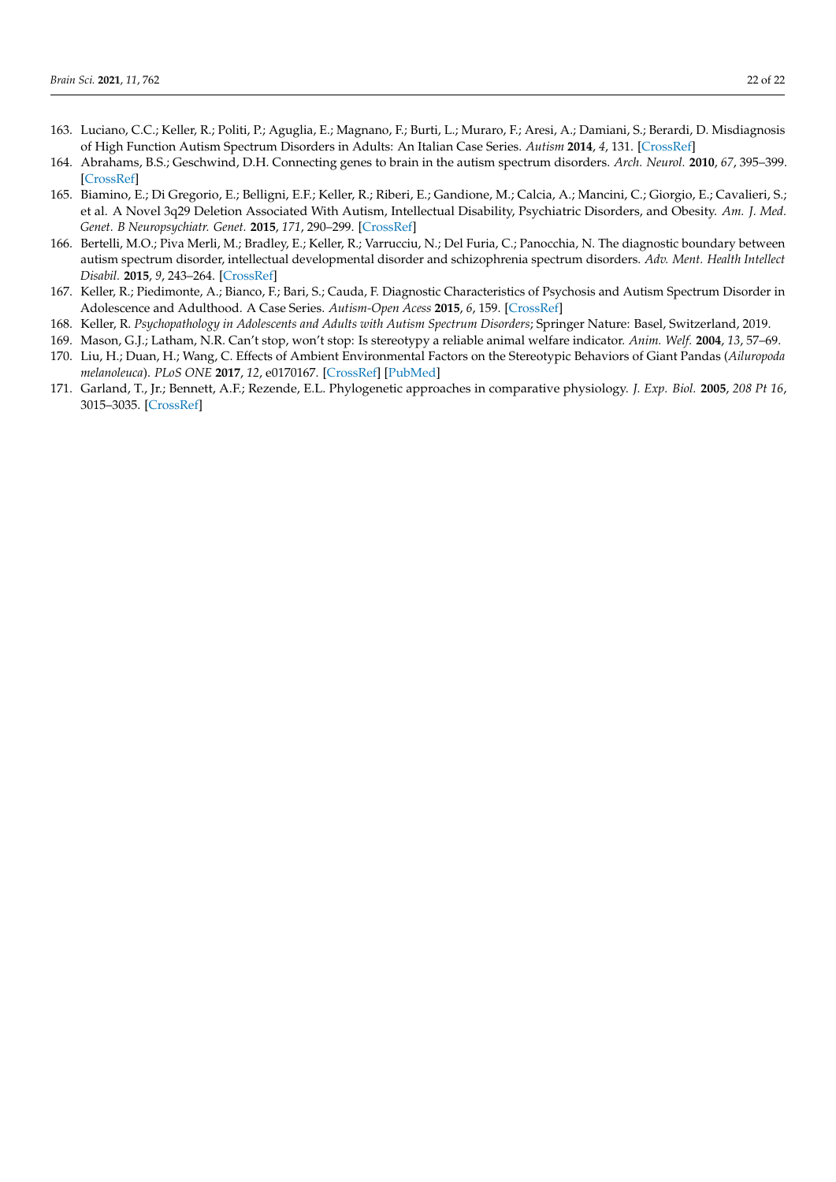163. Luciano, C.C.; Keller, R.; Politi, P.; Aguglia, E.; Magnano, F.; Burti, L.; Muraro, F.; Aresi, A.; Damiani, S.; Berardi, D. Misdiagnosis of High Function Autism Spectrum Disorders in Adults: An Italian Case Series. *Autism* **2014**, *4*, 131. [CrossRef]
164. Abrahams, B.S.; Geschwind, D.H. Connecting genes to brain in the autism spectrum disorders. *Arch. Neurol.* **2010**, *67*, 395–399. [CrossRef]
165. Biamino, E.; Di Gregorio, E.; Belligni, E.F.; Keller, R.; Riberi, E.; Gandione, M.; Calcia, A.; Mancini, C.; Giorgio, E.; Cavalieri, S.; et al. A Novel 3q29 Deletion Associated With Autism, Intellectual Disability, Psychiatric Disorders, and Obesity. *Am. J. Med. Genet. B Neuropsychiatr. Genet.* **2015**, *171*, 290–299. [CrossRef]
166. Bertelli, M.O.; Piva Merli, M.; Bradley, E.; Keller, R.; Varrucciu, N.; Del Furia, C.; Panocchia, N. The diagnostic boundary between autism spectrum disorder, intellectual developmental disorder and schizophrenia spectrum disorders. *Adv. Ment. Health Intellect Disabil.* **2015**, *9*, 243–264. [CrossRef]
167. Keller, R.; Piedimonte, A.; Bianco, F.; Bari, S.; Cauda, F. Diagnostic Characteristics of Psychosis and Autism Spectrum Disorder in Adolescence and Adulthood. A Case Series. *Autism-Open Acess* **2015**, *6*, 159. [CrossRef]
168. Keller, R. *Psychopathology in Adolescents and Adults with Autism Spectrum Disorders*; Springer Nature: Basel, Switzerland, 2019.
169. Mason, G.J.; Latham, N.R. Can't stop, won't stop: Is stereotypy a reliable animal welfare indicator. *Anim. Welf.* **2004**, *13*, 57–69.
170. Liu, H.; Duan, H.; Wang, C. Effects of Ambient Environmental Factors on the Stereotypic Behaviors of Giant Pandas (*Ailuropoda melanoleuca*). *PLoS ONE* **2017**, *12*, e0170167. [CrossRef] [PubMed]
171. Garland, T., Jr.; Bennett, A.F.; Rezende, E.L. Phylogenetic approaches in comparative physiology. *J. Exp. Biol.* **2005**, *208 Pt 16*, 3015–3035. [CrossRef]